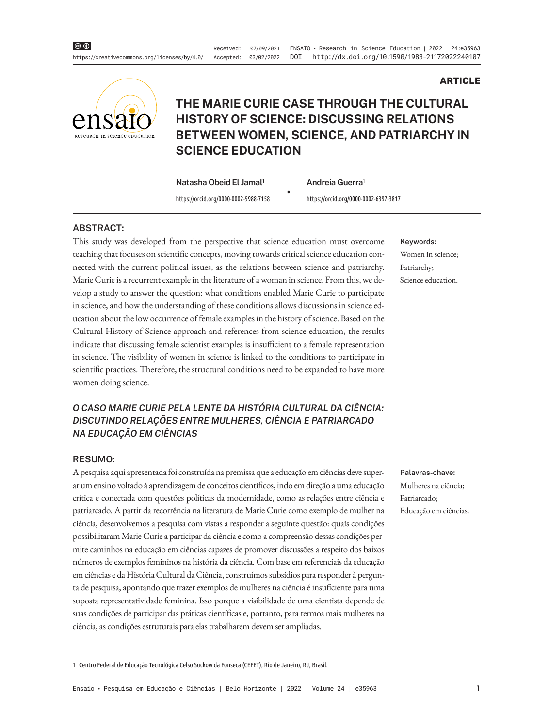ARTICLE

# THE MARIE CURIE CASE THROUGH THE CULTURAL HISTORY OF SCIENCE: DISCUSSING RELATIONS BETWEEN WOMEN, SCIENCE, AND PATRIARCHY IN SCIENCE EDUCATION

**Natasha Obeid El Jamal**[1]
https://orcid.org/0000-0002-5988-7158

**Andreia Guerra**[1]
https://orcid.org/0000-0002-6397-3817

## ABSTRACT:

This study was developed from the perspective that science education must overcome teaching that focuses on scientific concepts, moving towards critical science education connected with the current political issues, as the relations between science and patriarchy. Marie Curie is a recurrent example in the literature of a woman in science. From this, we develop a study to answer the question: what conditions enabled Marie Curie to participate in science, and how the understanding of these conditions allows discussions in science education about the low occurrence of female examples in the history of science. Based on the Cultural History of Science approach and references from science education, the results indicate that discussing female scientist examples is insufficient to a female representation in science. The visibility of women in science is linked to the conditions to participate in scientific practices. Therefore, the structural conditions need to be expanded to have more women doing science.

**Keywords:**
Women in science;
Patriarchy;
Science education.

## *O CASO MARIE CURIE PELA LENTE DA HISTÓRIA CULTURAL DA CIÊNCIA: DISCUTINDO RELAÇÕES ENTRE MULHERES, CIÊNCIA E PATRIARCADO NA EDUCAÇÃO EM CIÊNCIAS*

## RESUMO:

A pesquisa aqui apresentada foi construída na premissa que a educação em ciências deve superar um ensino voltado à aprendizagem de conceitos científicos, indo em direção a uma educação crítica e conectada com questões políticas da modernidade, como as relações entre ciência e patriarcado. A partir da recorrência na literatura de Marie Curie como exemplo de mulher na ciência, desenvolvemos a pesquisa com vistas a responder a seguinte questão: quais condições possibilitaram Marie Curie a participar da ciência e como a compreensão dessas condições permite caminhos na educação em ciências capazes de promover discussões a respeito dos baixos números de exemplos femininos na história da ciência. Com base em referenciais da educação em ciências e da História Cultural da Ciência, construímos subsídios para responder à pergunta de pesquisa, apontando que trazer exemplos de mulheres na ciência é insuficiente para uma suposta representatividade feminina. Isso porque a visibilidade de uma cientista depende de suas condições de participar das práticas científicas e, portanto, para termos mais mulheres na ciência, as condições estruturais para elas trabalharem devem ser ampliadas.

**Palavras-chave:**
Mulheres na ciência;
Patriarcado;
Educação em ciências.

1 Centro Federal de Educação Tecnológica Celso Suckow da Fonseca (CEFET), Rio de Janeiro, RJ, Brasil.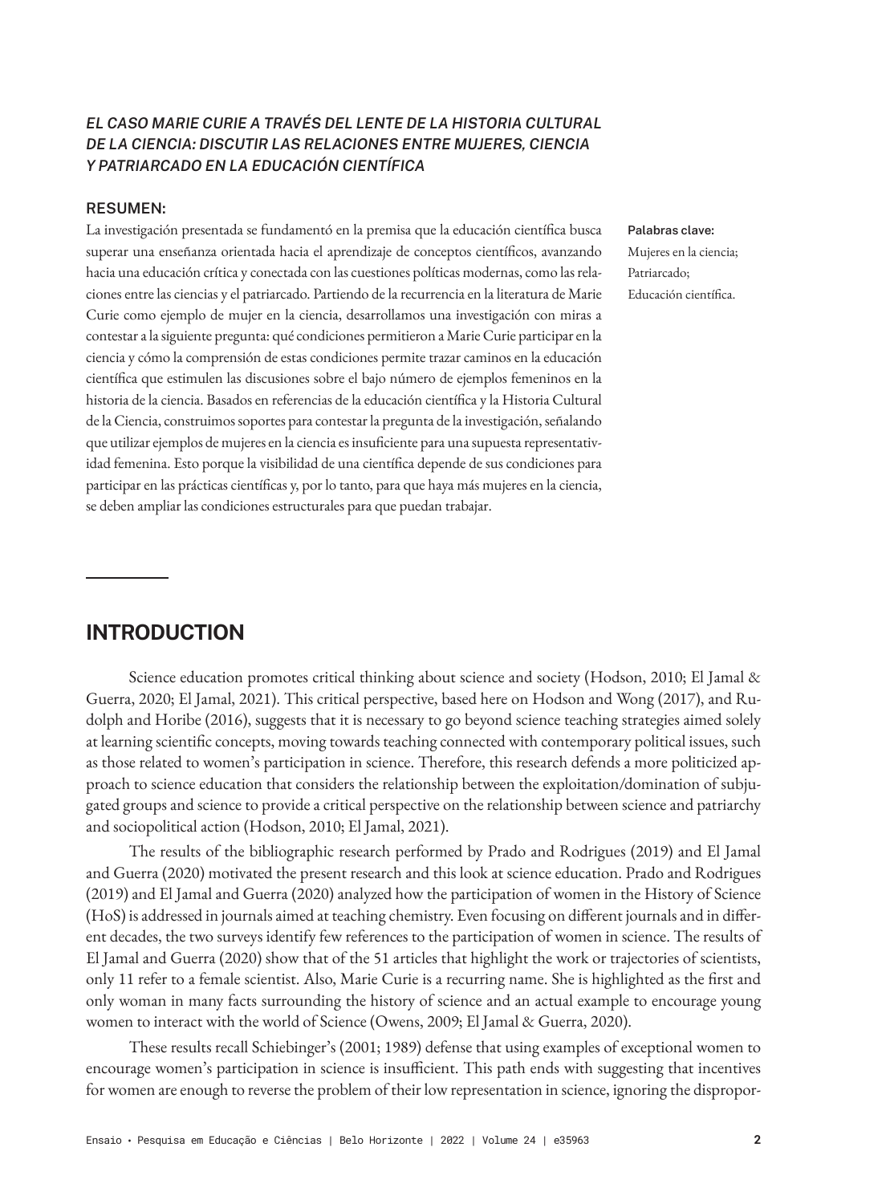*EL CASO MARIE CURIE A TRAVÉS DEL LENTE DE LA HISTORIA CULTURAL DE LA CIENCIA: DISCUTIR LAS RELACIONES ENTRE MUJERES, CIENCIA Y PATRIARCADO EN LA EDUCACIÓN CIENTÍFICA*

**RESUMEN:**

La investigación presentada se fundamentó en la premisa que la educación científica busca superar una enseñanza orientada hacia el aprendizaje de conceptos científicos, avanzando hacia una educación crítica y conectada con las cuestiones políticas modernas, como las relaciones entre las ciencias y el patriarcado. Partiendo de la recurrencia en la literatura de Marie Curie como ejemplo de mujer en la ciencia, desarrollamos una investigación con miras a contestar a la siguiente pregunta: qué condiciones permitieron a Marie Curie participar en la ciencia y cómo la comprensión de estas condiciones permite trazar caminos en la educación científica que estimulen las discusiones sobre el bajo número de ejemplos femeninos en la historia de la ciencia. Basados en referencias de la educación científica y la Historia Cultural de la Ciencia, construimos soportes para contestar la pregunta de la investigación, señalando que utilizar ejemplos de mujeres en la ciencia es insuficiente para una supuesta representatividad femenina. Esto porque la visibilidad de una científica depende de sus condiciones para participar en las prácticas científicas y, por lo tanto, para que haya más mujeres en la ciencia, se deben ampliar las condiciones estructurales para que puedan trabajar.

**Palabras clave:**
Mujeres en la ciencia;
Patriarcado;
Educación científica.

## INTRODUCTION

Science education promotes critical thinking about science and society (Hodson, 2010; El Jamal & Guerra, 2020; El Jamal, 2021). This critical perspective, based here on Hodson and Wong (2017), and Rudolph and Horibe (2016), suggests that it is necessary to go beyond science teaching strategies aimed solely at learning scientific concepts, moving towards teaching connected with contemporary political issues, such as those related to women's participation in science. Therefore, this research defends a more politicized approach to science education that considers the relationship between the exploitation/domination of subjugated groups and science to provide a critical perspective on the relationship between science and patriarchy and sociopolitical action (Hodson, 2010; El Jamal, 2021).

The results of the bibliographic research performed by Prado and Rodrigues (2019) and El Jamal and Guerra (2020) motivated the present research and this look at science education. Prado and Rodrigues (2019) and El Jamal and Guerra (2020) analyzed how the participation of women in the History of Science (HoS) is addressed in journals aimed at teaching chemistry. Even focusing on different journals and in different decades, the two surveys identify few references to the participation of women in science. The results of El Jamal and Guerra (2020) show that of the 51 articles that highlight the work or trajectories of scientists, only 11 refer to a female scientist. Also, Marie Curie is a recurring name. She is highlighted as the first and only woman in many facts surrounding the history of science and an actual example to encourage young women to interact with the world of Science (Owens, 2009; El Jamal & Guerra, 2020).

These results recall Schiebinger's (2001; 1989) defense that using examples of exceptional women to encourage women's participation in science is insufficient. This path ends with suggesting that incentives for women are enough to reverse the problem of their low representation in science, ignoring the dispropor-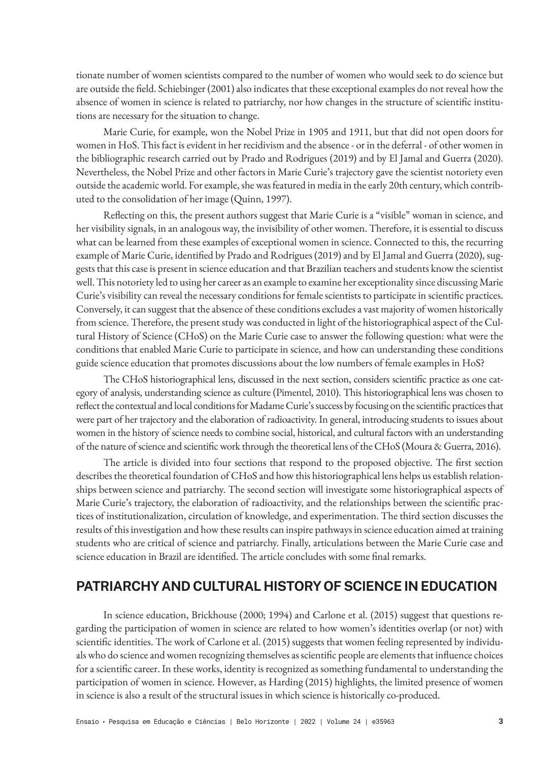tionate number of women scientists compared to the number of women who would seek to do science but are outside the field. Schiebinger (2001) also indicates that these exceptional examples do not reveal how the absence of women in science is related to patriarchy, nor how changes in the structure of scientific institutions are necessary for the situation to change.

Marie Curie, for example, won the Nobel Prize in 1905 and 1911, but that did not open doors for women in HoS. This fact is evident in her recidivism and the absence - or in the deferral - of other women in the bibliographic research carried out by Prado and Rodrigues (2019) and by El Jamal and Guerra (2020). Nevertheless, the Nobel Prize and other factors in Marie Curie's trajectory gave the scientist notoriety even outside the academic world. For example, she was featured in media in the early 20th century, which contributed to the consolidation of her image (Quinn, 1997).

Reflecting on this, the present authors suggest that Marie Curie is a "visible" woman in science, and her visibility signals, in an analogous way, the invisibility of other women. Therefore, it is essential to discuss what can be learned from these examples of exceptional women in science. Connected to this, the recurring example of Marie Curie, identified by Prado and Rodrigues (2019) and by El Jamal and Guerra (2020), suggests that this case is present in science education and that Brazilian teachers and students know the scientist well. This notoriety led to using her career as an example to examine her exceptionality since discussing Marie Curie's visibility can reveal the necessary conditions for female scientists to participate in scientific practices. Conversely, it can suggest that the absence of these conditions excludes a vast majority of women historically from science. Therefore, the present study was conducted in light of the historiographical aspect of the Cultural History of Science (CHoS) on the Marie Curie case to answer the following question: what were the conditions that enabled Marie Curie to participate in science, and how can understanding these conditions guide science education that promotes discussions about the low numbers of female examples in HoS?

The CHoS historiographical lens, discussed in the next section, considers scientific practice as one category of analysis, understanding science as culture (Pimentel, 2010). This historiographical lens was chosen to reflect the contextual and local conditions for Madame Curie's success by focusing on the scientific practices that were part of her trajectory and the elaboration of radioactivity. In general, introducing students to issues about women in the history of science needs to combine social, historical, and cultural factors with an understanding of the nature of science and scientific work through the theoretical lens of the CHoS (Moura & Guerra, 2016).

The article is divided into four sections that respond to the proposed objective. The first section describes the theoretical foundation of CHoS and how this historiographical lens helps us establish relationships between science and patriarchy. The second section will investigate some historiographical aspects of Marie Curie's trajectory, the elaboration of radioactivity, and the relationships between the scientific practices of institutionalization, circulation of knowledge, and experimentation. The third section discusses the results of this investigation and how these results can inspire pathways in science education aimed at training students who are critical of science and patriarchy. Finally, articulations between the Marie Curie case and science education in Brazil are identified. The article concludes with some final remarks.

## PATRIARCHY AND CULTURAL HISTORY OF SCIENCE IN EDUCATION

In science education, Brickhouse (2000; 1994) and Carlone et al. (2015) suggest that questions regarding the participation of women in science are related to how women's identities overlap (or not) with scientific identities. The work of Carlone et al. (2015) suggests that women feeling represented by individuals who do science and women recognizing themselves as scientific people are elements that influence choices for a scientific career. In these works, identity is recognized as something fundamental to understanding the participation of women in science. However, as Harding (2015) highlights, the limited presence of women in science is also a result of the structural issues in which science is historically co-produced.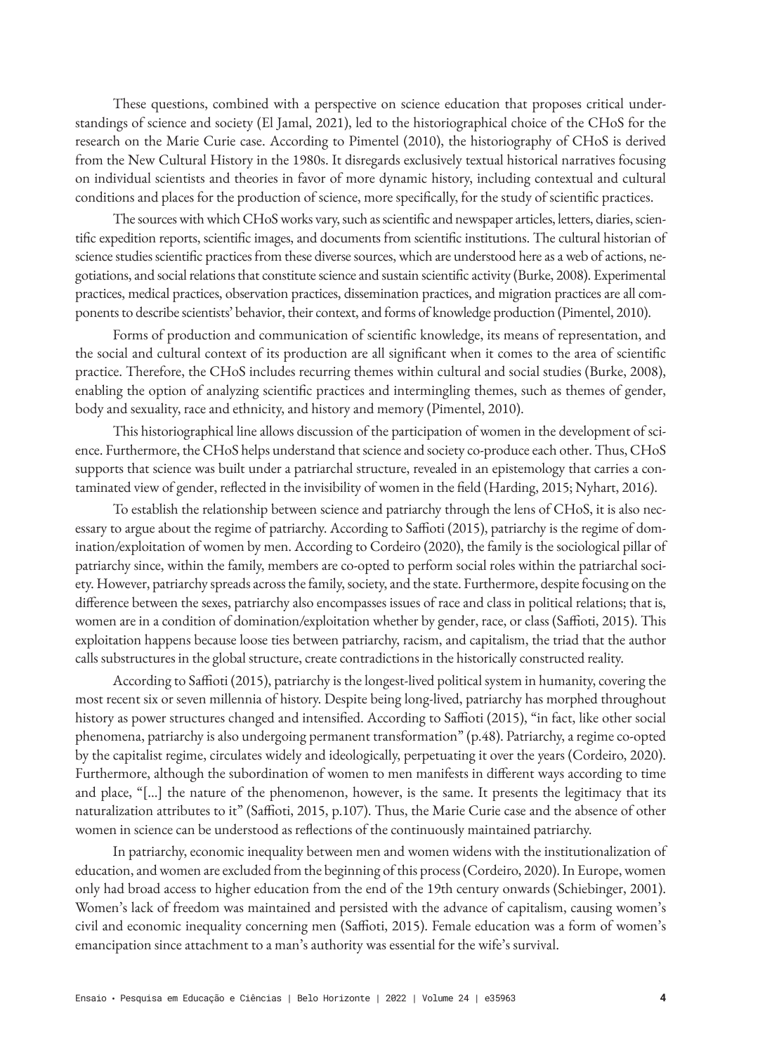These questions, combined with a perspective on science education that proposes critical understandings of science and society (El Jamal, 2021), led to the historiographical choice of the CHoS for the research on the Marie Curie case. According to Pimentel (2010), the historiography of CHoS is derived from the New Cultural History in the 1980s. It disregards exclusively textual historical narratives focusing on individual scientists and theories in favor of more dynamic history, including contextual and cultural conditions and places for the production of science, more specifically, for the study of scientific practices.

The sources with which CHoS works vary, such as scientific and newspaper articles, letters, diaries, scientific expedition reports, scientific images, and documents from scientific institutions. The cultural historian of science studies scientific practices from these diverse sources, which are understood here as a web of actions, negotiations, and social relations that constitute science and sustain scientific activity (Burke, 2008). Experimental practices, medical practices, observation practices, dissemination practices, and migration practices are all components to describe scientists' behavior, their context, and forms of knowledge production (Pimentel, 2010).

Forms of production and communication of scientific knowledge, its means of representation, and the social and cultural context of its production are all significant when it comes to the area of scientific practice. Therefore, the CHoS includes recurring themes within cultural and social studies (Burke, 2008), enabling the option of analyzing scientific practices and intermingling themes, such as themes of gender, body and sexuality, race and ethnicity, and history and memory (Pimentel, 2010).

This historiographical line allows discussion of the participation of women in the development of science. Furthermore, the CHoS helps understand that science and society co-produce each other. Thus, CHoS supports that science was built under a patriarchal structure, revealed in an epistemology that carries a contaminated view of gender, reflected in the invisibility of women in the field (Harding, 2015; Nyhart, 2016).

To establish the relationship between science and patriarchy through the lens of CHoS, it is also necessary to argue about the regime of patriarchy. According to Saffioti (2015), patriarchy is the regime of domination/exploitation of women by men. According to Cordeiro (2020), the family is the sociological pillar of patriarchy since, within the family, members are co-opted to perform social roles within the patriarchal society. However, patriarchy spreads across the family, society, and the state. Furthermore, despite focusing on the difference between the sexes, patriarchy also encompasses issues of race and class in political relations; that is, women are in a condition of domination/exploitation whether by gender, race, or class (Saffioti, 2015). This exploitation happens because loose ties between patriarchy, racism, and capitalism, the triad that the author calls substructures in the global structure, create contradictions in the historically constructed reality.

According to Saffioti (2015), patriarchy is the longest-lived political system in humanity, covering the most recent six or seven millennia of history. Despite being long-lived, patriarchy has morphed throughout history as power structures changed and intensified. According to Saffioti (2015), "in fact, like other social phenomena, patriarchy is also undergoing permanent transformation" (p.48). Patriarchy, a regime co-opted by the capitalist regime, circulates widely and ideologically, perpetuating it over the years (Cordeiro, 2020). Furthermore, although the subordination of women to men manifests in different ways according to time and place, "[...] the nature of the phenomenon, however, is the same. It presents the legitimacy that its naturalization attributes to it" (Saffioti, 2015, p.107). Thus, the Marie Curie case and the absence of other women in science can be understood as reflections of the continuously maintained patriarchy.

In patriarchy, economic inequality between men and women widens with the institutionalization of education, and women are excluded from the beginning of this process (Cordeiro, 2020). In Europe, women only had broad access to higher education from the end of the 19th century onwards (Schiebinger, 2001). Women's lack of freedom was maintained and persisted with the advance of capitalism, causing women's civil and economic inequality concerning men (Saffioti, 2015). Female education was a form of women's emancipation since attachment to a man's authority was essential for the wife's survival.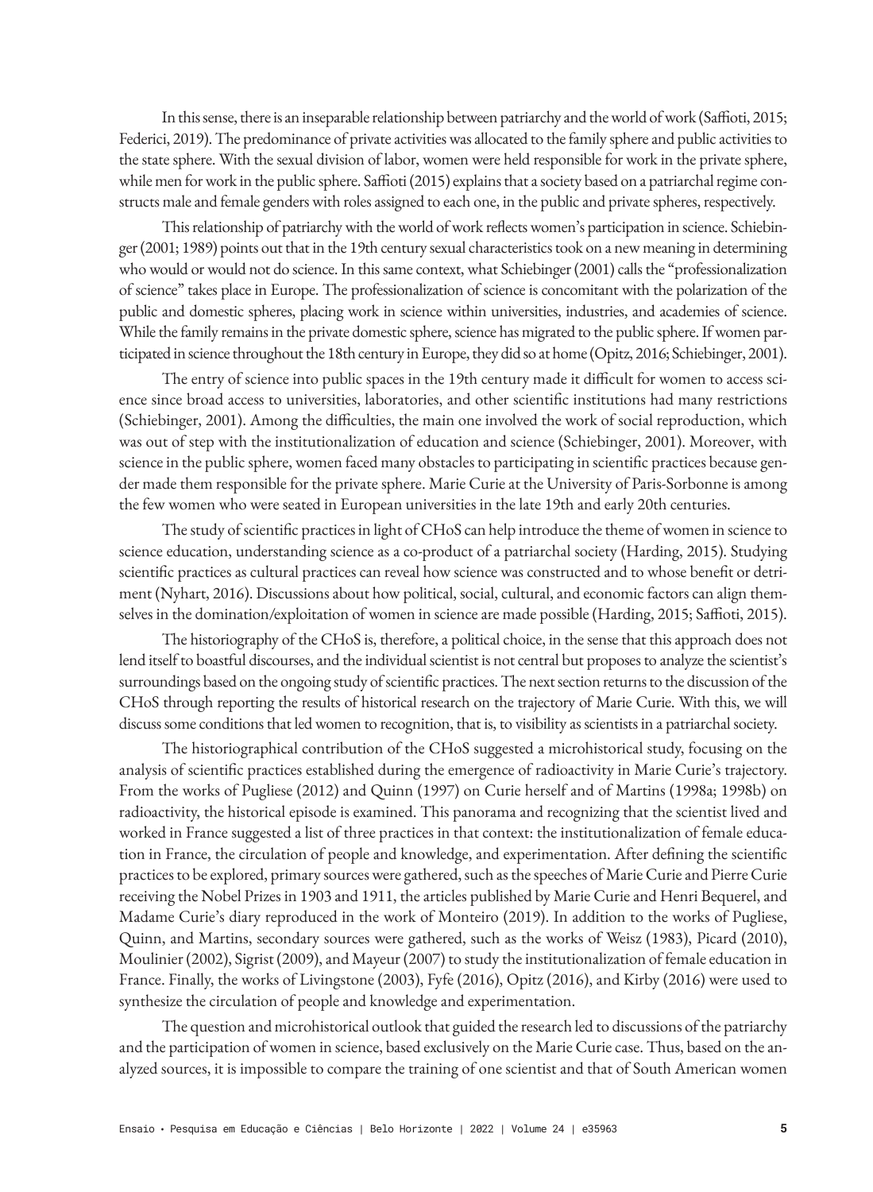In this sense, there is an inseparable relationship between patriarchy and the world of work (Saffioti, 2015; Federici, 2019). The predominance of private activities was allocated to the family sphere and public activities to the state sphere. With the sexual division of labor, women were held responsible for work in the private sphere, while men for work in the public sphere. Saffioti (2015) explains that a society based on a patriarchal regime constructs male and female genders with roles assigned to each one, in the public and private spheres, respectively.

This relationship of patriarchy with the world of work reflects women's participation in science. Schiebinger (2001; 1989) points out that in the 19th century sexual characteristics took on a new meaning in determining who would or would not do science. In this same context, what Schiebinger (2001) calls the "professionalization of science" takes place in Europe. The professionalization of science is concomitant with the polarization of the public and domestic spheres, placing work in science within universities, industries, and academies of science. While the family remains in the private domestic sphere, science has migrated to the public sphere. If women participated in science throughout the 18th century in Europe, they did so at home (Opitz, 2016; Schiebinger, 2001).

The entry of science into public spaces in the 19th century made it difficult for women to access science since broad access to universities, laboratories, and other scientific institutions had many restrictions (Schiebinger, 2001). Among the difficulties, the main one involved the work of social reproduction, which was out of step with the institutionalization of education and science (Schiebinger, 2001). Moreover, with science in the public sphere, women faced many obstacles to participating in scientific practices because gender made them responsible for the private sphere. Marie Curie at the University of Paris-Sorbonne is among the few women who were seated in European universities in the late 19th and early 20th centuries.

The study of scientific practices in light of CHoS can help introduce the theme of women in science to science education, understanding science as a co-product of a patriarchal society (Harding, 2015). Studying scientific practices as cultural practices can reveal how science was constructed and to whose benefit or detriment (Nyhart, 2016). Discussions about how political, social, cultural, and economic factors can align themselves in the domination/exploitation of women in science are made possible (Harding, 2015; Saffioti, 2015).

The historiography of the CHoS is, therefore, a political choice, in the sense that this approach does not lend itself to boastful discourses, and the individual scientist is not central but proposes to analyze the scientist's surroundings based on the ongoing study of scientific practices. The next section returns to the discussion of the CHoS through reporting the results of historical research on the trajectory of Marie Curie. With this, we will discuss some conditions that led women to recognition, that is, to visibility as scientists in a patriarchal society.

The historiographical contribution of the CHoS suggested a microhistorical study, focusing on the analysis of scientific practices established during the emergence of radioactivity in Marie Curie's trajectory. From the works of Pugliese (2012) and Quinn (1997) on Curie herself and of Martins (1998a; 1998b) on radioactivity, the historical episode is examined. This panorama and recognizing that the scientist lived and worked in France suggested a list of three practices in that context: the institutionalization of female education in France, the circulation of people and knowledge, and experimentation. After defining the scientific practices to be explored, primary sources were gathered, such as the speeches of Marie Curie and Pierre Curie receiving the Nobel Prizes in 1903 and 1911, the articles published by Marie Curie and Henri Bequerel, and Madame Curie's diary reproduced in the work of Monteiro (2019). In addition to the works of Pugliese, Quinn, and Martins, secondary sources were gathered, such as the works of Weisz (1983), Picard (2010), Moulinier (2002), Sigrist (2009), and Mayeur (2007) to study the institutionalization of female education in France. Finally, the works of Livingstone (2003), Fyfe (2016), Opitz (2016), and Kirby (2016) were used to synthesize the circulation of people and knowledge and experimentation.

The question and microhistorical outlook that guided the research led to discussions of the patriarchy and the participation of women in science, based exclusively on the Marie Curie case. Thus, based on the analyzed sources, it is impossible to compare the training of one scientist and that of South American women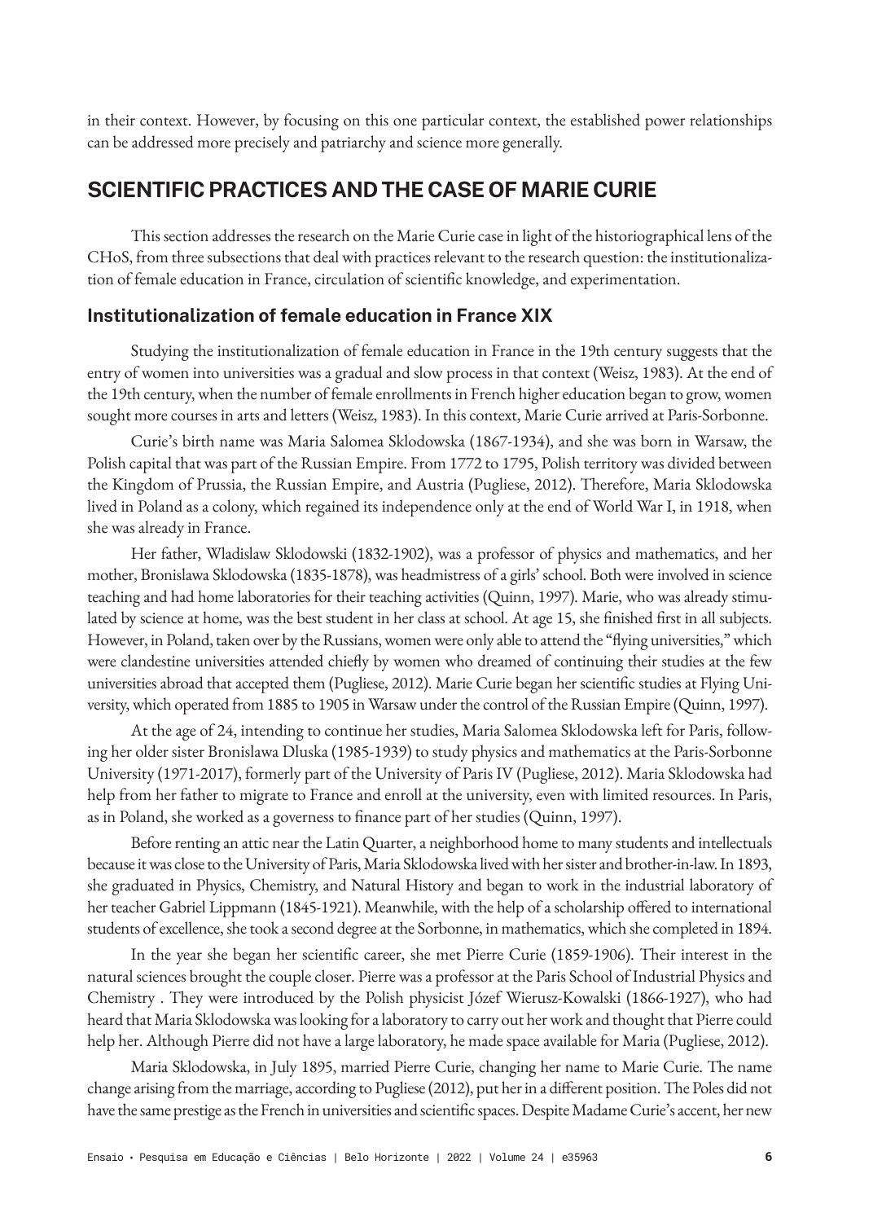in their context. However, by focusing on this one particular context, the established power relationships can be addressed more precisely and patriarchy and science more generally.

## SCIENTIFIC PRACTICES AND THE CASE OF MARIE CURIE

This section addresses the research on the Marie Curie case in light of the historiographical lens of the CHoS, from three subsections that deal with practices relevant to the research question: the institutionalization of female education in France, circulation of scientific knowledge, and experimentation.

### Institutionalization of female education in France XIX

Studying the institutionalization of female education in France in the 19th century suggests that the entry of women into universities was a gradual and slow process in that context (Weisz, 1983). At the end of the 19th century, when the number of female enrollments in French higher education began to grow, women sought more courses in arts and letters (Weisz, 1983). In this context, Marie Curie arrived at Paris-Sorbonne.

Curie's birth name was Maria Salomea Sklodowska (1867-1934), and she was born in Warsaw, the Polish capital that was part of the Russian Empire. From 1772 to 1795, Polish territory was divided between the Kingdom of Prussia, the Russian Empire, and Austria (Pugliese, 2012). Therefore, Maria Sklodowska lived in Poland as a colony, which regained its independence only at the end of World War I, in 1918, when she was already in France.

Her father, Wladislaw Sklodowski (1832-1902), was a professor of physics and mathematics, and her mother, Bronislawa Sklodowska (1835-1878), was headmistress of a girls' school. Both were involved in science teaching and had home laboratories for their teaching activities (Quinn, 1997). Marie, who was already stimulated by science at home, was the best student in her class at school. At age 15, she finished first in all subjects. However, in Poland, taken over by the Russians, women were only able to attend the "flying universities," which were clandestine universities attended chiefly by women who dreamed of continuing their studies at the few universities abroad that accepted them (Pugliese, 2012). Marie Curie began her scientific studies at Flying University, which operated from 1885 to 1905 in Warsaw under the control of the Russian Empire (Quinn, 1997).

At the age of 24, intending to continue her studies, Maria Salomea Sklodowska left for Paris, following her older sister Bronislawa Dluska (1985-1939) to study physics and mathematics at the Paris-Sorbonne University (1971-2017), formerly part of the University of Paris IV (Pugliese, 2012). Maria Sklodowska had help from her father to migrate to France and enroll at the university, even with limited resources. In Paris, as in Poland, she worked as a governess to finance part of her studies (Quinn, 1997).

Before renting an attic near the Latin Quarter, a neighborhood home to many students and intellectuals because it was close to the University of Paris, Maria Sklodowska lived with her sister and brother-in-law. In 1893, she graduated in Physics, Chemistry, and Natural History and began to work in the industrial laboratory of her teacher Gabriel Lippmann (1845-1921). Meanwhile, with the help of a scholarship offered to international students of excellence, she took a second degree at the Sorbonne, in mathematics, which she completed in 1894.

In the year she began her scientific career, she met Pierre Curie (1859-1906). Their interest in the natural sciences brought the couple closer. Pierre was a professor at the Paris School of Industrial Physics and Chemistry . They were introduced by the Polish physicist Józef Wierusz-Kowalski (1866-1927), who had heard that Maria Sklodowska was looking for a laboratory to carry out her work and thought that Pierre could help her. Although Pierre did not have a large laboratory, he made space available for Maria (Pugliese, 2012).

Maria Sklodowska, in July 1895, married Pierre Curie, changing her name to Marie Curie. The name change arising from the marriage, according to Pugliese (2012), put her in a different position. The Poles did not have the same prestige as the French in universities and scientific spaces. Despite Madame Curie's accent, her new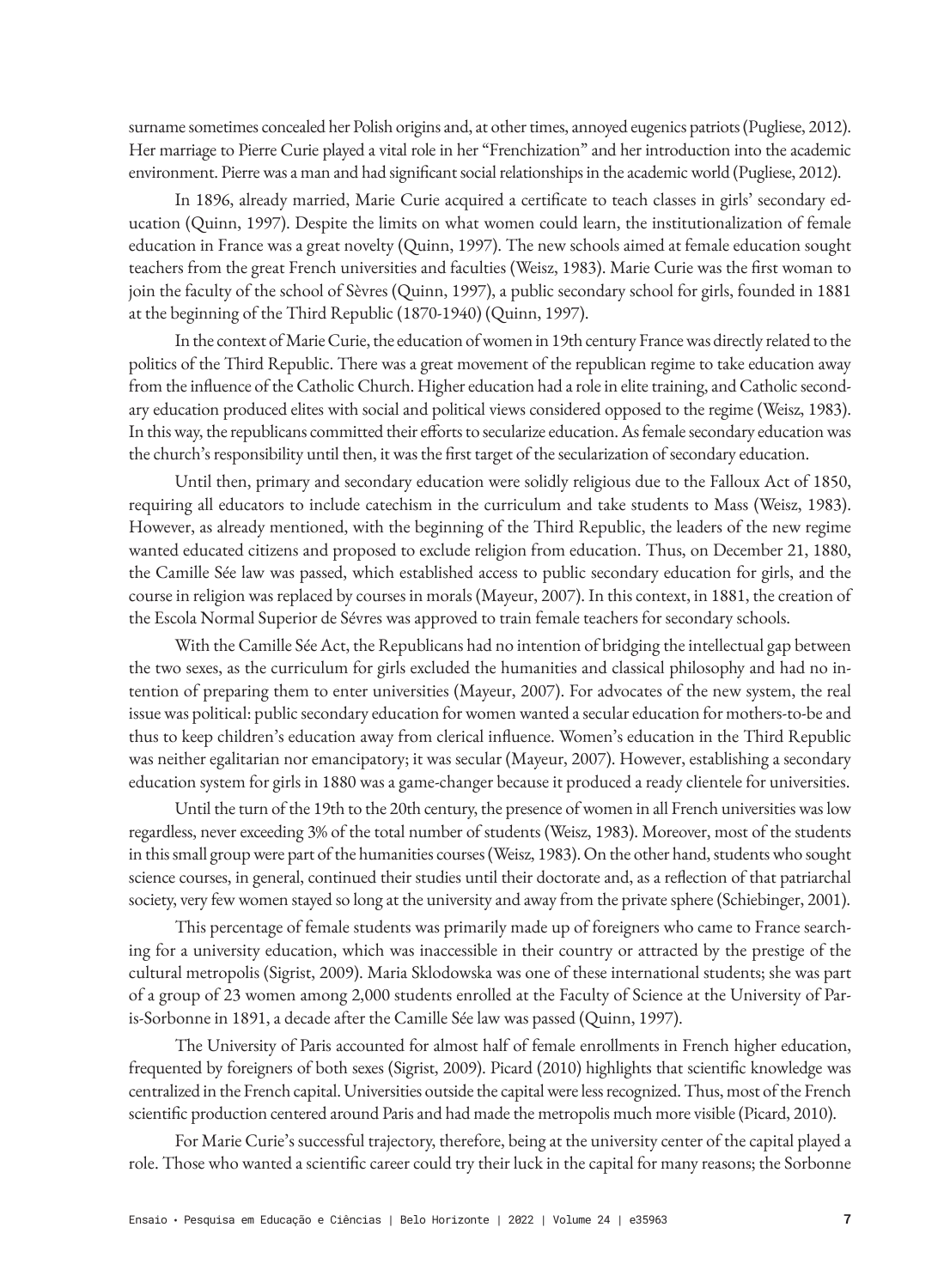surname sometimes concealed her Polish origins and, at other times, annoyed eugenics patriots (Pugliese, 2012). Her marriage to Pierre Curie played a vital role in her "Frenchization" and her introduction into the academic environment. Pierre was a man and had significant social relationships in the academic world (Pugliese, 2012).

In 1896, already married, Marie Curie acquired a certificate to teach classes in girls' secondary education (Quinn, 1997). Despite the limits on what women could learn, the institutionalization of female education in France was a great novelty (Quinn, 1997). The new schools aimed at female education sought teachers from the great French universities and faculties (Weisz, 1983). Marie Curie was the first woman to join the faculty of the school of Sèvres (Quinn, 1997), a public secondary school for girls, founded in 1881 at the beginning of the Third Republic (1870-1940) (Quinn, 1997).

In the context of Marie Curie, the education of women in 19th century France was directly related to the politics of the Third Republic. There was a great movement of the republican regime to take education away from the influence of the Catholic Church. Higher education had a role in elite training, and Catholic secondary education produced elites with social and political views considered opposed to the regime (Weisz, 1983). In this way, the republicans committed their efforts to secularize education. As female secondary education was the church's responsibility until then, it was the first target of the secularization of secondary education.

Until then, primary and secondary education were solidly religious due to the Falloux Act of 1850, requiring all educators to include catechism in the curriculum and take students to Mass (Weisz, 1983). However, as already mentioned, with the beginning of the Third Republic, the leaders of the new regime wanted educated citizens and proposed to exclude religion from education. Thus, on December 21, 1880, the Camille Sée law was passed, which established access to public secondary education for girls, and the course in religion was replaced by courses in morals (Mayeur, 2007). In this context, in 1881, the creation of the Escola Normal Superior de Sévres was approved to train female teachers for secondary schools.

With the Camille Sée Act, the Republicans had no intention of bridging the intellectual gap between the two sexes, as the curriculum for girls excluded the humanities and classical philosophy and had no intention of preparing them to enter universities (Mayeur, 2007). For advocates of the new system, the real issue was political: public secondary education for women wanted a secular education for mothers-to-be and thus to keep children's education away from clerical influence. Women's education in the Third Republic was neither egalitarian nor emancipatory; it was secular (Mayeur, 2007). However, establishing a secondary education system for girls in 1880 was a game-changer because it produced a ready clientele for universities.

Until the turn of the 19th to the 20th century, the presence of women in all French universities was low regardless, never exceeding 3% of the total number of students (Weisz, 1983). Moreover, most of the students in this small group were part of the humanities courses (Weisz, 1983). On the other hand, students who sought science courses, in general, continued their studies until their doctorate and, as a reflection of that patriarchal society, very few women stayed so long at the university and away from the private sphere (Schiebinger, 2001).

This percentage of female students was primarily made up of foreigners who came to France searching for a university education, which was inaccessible in their country or attracted by the prestige of the cultural metropolis (Sigrist, 2009). Maria Sklodowska was one of these international students; she was part of a group of 23 women among 2,000 students enrolled at the Faculty of Science at the University of Paris-Sorbonne in 1891, a decade after the Camille Sée law was passed (Quinn, 1997).

The University of Paris accounted for almost half of female enrollments in French higher education, frequented by foreigners of both sexes (Sigrist, 2009). Picard (2010) highlights that scientific knowledge was centralized in the French capital. Universities outside the capital were less recognized. Thus, most of the French scientific production centered around Paris and had made the metropolis much more visible (Picard, 2010).

For Marie Curie's successful trajectory, therefore, being at the university center of the capital played a role. Those who wanted a scientific career could try their luck in the capital for many reasons; the Sorbonne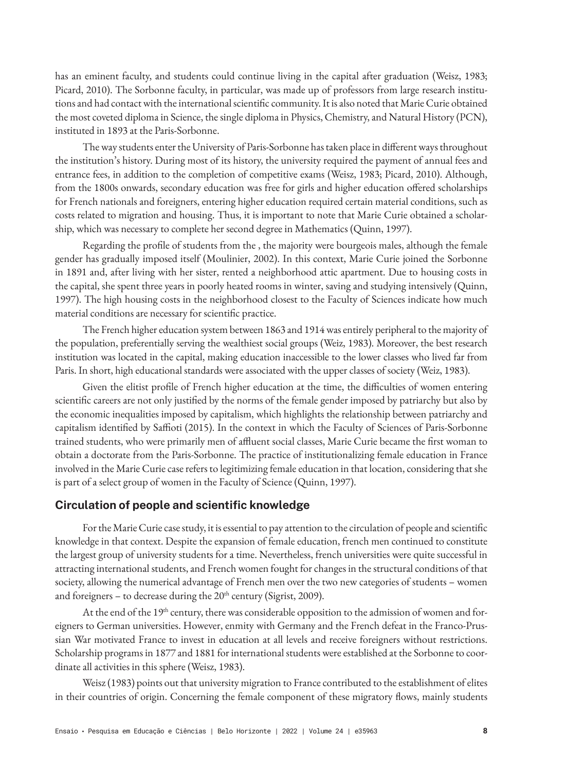has an eminent faculty, and students could continue living in the capital after graduation (Weisz, 1983; Picard, 2010). The Sorbonne faculty, in particular, was made up of professors from large research institutions and had contact with the international scientific community. It is also noted that Marie Curie obtained the most coveted diploma in Science, the single diploma in Physics, Chemistry, and Natural History (PCN), instituted in 1893 at the Paris-Sorbonne.

The way students enter the University of Paris-Sorbonne has taken place in different ways throughout the institution's history. During most of its history, the university required the payment of annual fees and entrance fees, in addition to the completion of competitive exams (Weisz, 1983; Picard, 2010). Although, from the 1800s onwards, secondary education was free for girls and higher education offered scholarships for French nationals and foreigners, entering higher education required certain material conditions, such as costs related to migration and housing. Thus, it is important to note that Marie Curie obtained a scholarship, which was necessary to complete her second degree in Mathematics (Quinn, 1997).

Regarding the profile of students from the , the majority were bourgeois males, although the female gender has gradually imposed itself (Moulinier, 2002). In this context, Marie Curie joined the Sorbonne in 1891 and, after living with her sister, rented a neighborhood attic apartment. Due to housing costs in the capital, she spent three years in poorly heated rooms in winter, saving and studying intensively (Quinn, 1997). The high housing costs in the neighborhood closest to the Faculty of Sciences indicate how much material conditions are necessary for scientific practice.

The French higher education system between 1863 and 1914 was entirely peripheral to the majority of the population, preferentially serving the wealthiest social groups (Weiz, 1983). Moreover, the best research institution was located in the capital, making education inaccessible to the lower classes who lived far from Paris. In short, high educational standards were associated with the upper classes of society (Weiz, 1983).

Given the elitist profile of French higher education at the time, the difficulties of women entering scientific careers are not only justified by the norms of the female gender imposed by patriarchy but also by the economic inequalities imposed by capitalism, which highlights the relationship between patriarchy and capitalism identified by Saffioti (2015). In the context in which the Faculty of Sciences of Paris-Sorbonne trained students, who were primarily men of affluent social classes, Marie Curie became the first woman to obtain a doctorate from the Paris-Sorbonne. The practice of institutionalizing female education in France involved in the Marie Curie case refers to legitimizing female education in that location, considering that she is part of a select group of women in the Faculty of Science (Quinn, 1997).

## Circulation of people and scientific knowledge

For the Marie Curie case study, it is essential to pay attention to the circulation of people and scientific knowledge in that context. Despite the expansion of female education, french men continued to constitute the largest group of university students for a time. Nevertheless, french universities were quite successful in attracting international students, and French women fought for changes in the structural conditions of that society, allowing the numerical advantage of French men over the two new categories of students – women and foreigners – to decrease during the 20th century (Sigrist, 2009).

At the end of the 19th century, there was considerable opposition to the admission of women and foreigners to German universities. However, enmity with Germany and the French defeat in the Franco-Prussian War motivated France to invest in education at all levels and receive foreigners without restrictions. Scholarship programs in 1877 and 1881 for international students were established at the Sorbonne to coordinate all activities in this sphere (Weisz, 1983).

Weisz (1983) points out that university migration to France contributed to the establishment of elites in their countries of origin. Concerning the female component of these migratory flows, mainly students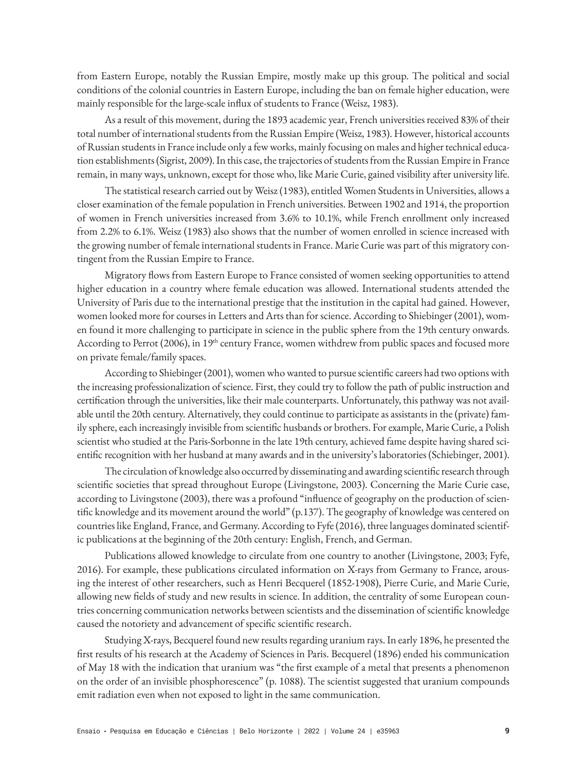from Eastern Europe, notably the Russian Empire, mostly make up this group. The political and social conditions of the colonial countries in Eastern Europe, including the ban on female higher education, were mainly responsible for the large-scale influx of students to France (Weisz, 1983).

As a result of this movement, during the 1893 academic year, French universities received 83% of their total number of international students from the Russian Empire (Weisz, 1983). However, historical accounts of Russian students in France include only a few works, mainly focusing on males and higher technical education establishments (Sigrist, 2009). In this case, the trajectories of students from the Russian Empire in France remain, in many ways, unknown, except for those who, like Marie Curie, gained visibility after university life.

The statistical research carried out by Weisz (1983), entitled Women Students in Universities, allows a closer examination of the female population in French universities. Between 1902 and 1914, the proportion of women in French universities increased from 3.6% to 10.1%, while French enrollment only increased from 2.2% to 6.1%. Weisz (1983) also shows that the number of women enrolled in science increased with the growing number of female international students in France. Marie Curie was part of this migratory contingent from the Russian Empire to France.

Migratory flows from Eastern Europe to France consisted of women seeking opportunities to attend higher education in a country where female education was allowed. International students attended the University of Paris due to the international prestige that the institution in the capital had gained. However, women looked more for courses in Letters and Arts than for science. According to Shiebinger (2001), women found it more challenging to participate in science in the public sphere from the 19th century onwards. According to Perrot (2006), in 19th century France, women withdrew from public spaces and focused more on private female/family spaces.

According to Shiebinger (2001), women who wanted to pursue scientific careers had two options with the increasing professionalization of science. First, they could try to follow the path of public instruction and certification through the universities, like their male counterparts. Unfortunately, this pathway was not available until the 20th century. Alternatively, they could continue to participate as assistants in the (private) family sphere, each increasingly invisible from scientific husbands or brothers. For example, Marie Curie, a Polish scientist who studied at the Paris-Sorbonne in the late 19th century, achieved fame despite having shared scientific recognition with her husband at many awards and in the university's laboratories (Schiebinger, 2001).

The circulation of knowledge also occurred by disseminating and awarding scientific research through scientific societies that spread throughout Europe (Livingstone, 2003). Concerning the Marie Curie case, according to Livingstone (2003), there was a profound "influence of geography on the production of scientific knowledge and its movement around the world" (p.137). The geography of knowledge was centered on countries like England, France, and Germany. According to Fyfe (2016), three languages dominated scientific publications at the beginning of the 20th century: English, French, and German.

Publications allowed knowledge to circulate from one country to another (Livingstone, 2003; Fyfe, 2016). For example, these publications circulated information on X-rays from Germany to France, arousing the interest of other researchers, such as Henri Becquerel (1852-1908), Pierre Curie, and Marie Curie, allowing new fields of study and new results in science. In addition, the centrality of some European countries concerning communication networks between scientists and the dissemination of scientific knowledge caused the notoriety and advancement of specific scientific research.

Studying X-rays, Becquerel found new results regarding uranium rays. In early 1896, he presented the first results of his research at the Academy of Sciences in Paris. Becquerel (1896) ended his communication of May 18 with the indication that uranium was "the first example of a metal that presents a phenomenon on the order of an invisible phosphorescence" (p. 1088). The scientist suggested that uranium compounds emit radiation even when not exposed to light in the same communication.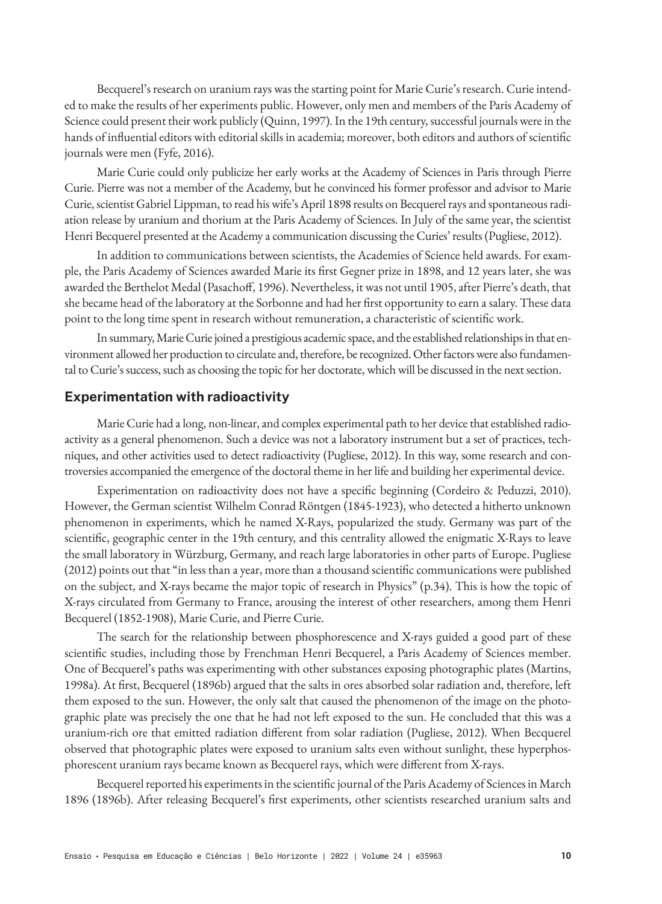Becquerel's research on uranium rays was the starting point for Marie Curie's research. Curie intended to make the results of her experiments public. However, only men and members of the Paris Academy of Science could present their work publicly (Quinn, 1997). In the 19th century, successful journals were in the hands of influential editors with editorial skills in academia; moreover, both editors and authors of scientific journals were men (Fyfe, 2016).

Marie Curie could only publicize her early works at the Academy of Sciences in Paris through Pierre Curie. Pierre was not a member of the Academy, but he convinced his former professor and advisor to Marie Curie, scientist Gabriel Lippman, to read his wife's April 1898 results on Becquerel rays and spontaneous radiation release by uranium and thorium at the Paris Academy of Sciences. In July of the same year, the scientist Henri Becquerel presented at the Academy a communication discussing the Curies' results (Pugliese, 2012).

In addition to communications between scientists, the Academies of Science held awards. For example, the Paris Academy of Sciences awarded Marie its first Gegner prize in 1898, and 12 years later, she was awarded the Berthelot Medal (Pasachoff, 1996). Nevertheless, it was not until 1905, after Pierre's death, that she became head of the laboratory at the Sorbonne and had her first opportunity to earn a salary. These data point to the long time spent in research without remuneration, a characteristic of scientific work.

In summary, Marie Curie joined a prestigious academic space, and the established relationships in that environment allowed her production to circulate and, therefore, be recognized. Other factors were also fundamental to Curie's success, such as choosing the topic for her doctorate, which will be discussed in the next section.

## Experimentation with radioactivity

Marie Curie had a long, non-linear, and complex experimental path to her device that established radioactivity as a general phenomenon. Such a device was not a laboratory instrument but a set of practices, techniques, and other activities used to detect radioactivity (Pugliese, 2012). In this way, some research and controversies accompanied the emergence of the doctoral theme in her life and building her experimental device.

Experimentation on radioactivity does not have a specific beginning (Cordeiro & Peduzzi, 2010). However, the German scientist Wilhelm Conrad Röntgen (1845-1923), who detected a hitherto unknown phenomenon in experiments, which he named X-Rays, popularized the study. Germany was part of the scientific, geographic center in the 19th century, and this centrality allowed the enigmatic X-Rays to leave the small laboratory in Würzburg, Germany, and reach large laboratories in other parts of Europe. Pugliese (2012) points out that "in less than a year, more than a thousand scientific communications were published on the subject, and X-rays became the major topic of research in Physics" (p.34). This is how the topic of X-rays circulated from Germany to France, arousing the interest of other researchers, among them Henri Becquerel (1852-1908), Marie Curie, and Pierre Curie.

The search for the relationship between phosphorescence and X-rays guided a good part of these scientific studies, including those by Frenchman Henri Becquerel, a Paris Academy of Sciences member. One of Becquerel's paths was experimenting with other substances exposing photographic plates (Martins, 1998a). At first, Becquerel (1896b) argued that the salts in ores absorbed solar radiation and, therefore, left them exposed to the sun. However, the only salt that caused the phenomenon of the image on the photographic plate was precisely the one that he had not left exposed to the sun. He concluded that this was a uranium-rich ore that emitted radiation different from solar radiation (Pugliese, 2012). When Becquerel observed that photographic plates were exposed to uranium salts even without sunlight, these hyperphosphorescent uranium rays became known as Becquerel rays, which were different from X-rays.

Becquerel reported his experiments in the scientific journal of the Paris Academy of Sciences in March 1896 (1896b). After releasing Becquerel's first experiments, other scientists researched uranium salts and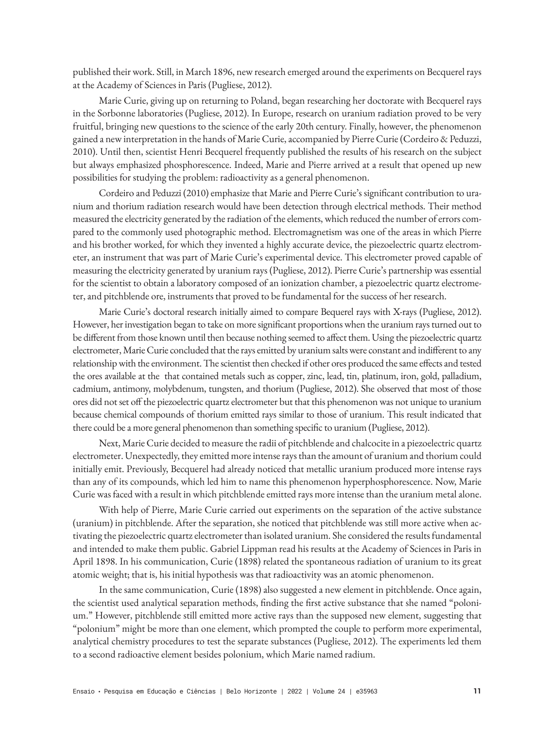published their work. Still, in March 1896, new research emerged around the experiments on Becquerel rays at the Academy of Sciences in Paris (Pugliese, 2012).

Marie Curie, giving up on returning to Poland, began researching her doctorate with Becquerel rays in the Sorbonne laboratories (Pugliese, 2012). In Europe, research on uranium radiation proved to be very fruitful, bringing new questions to the science of the early 20th century. Finally, however, the phenomenon gained a new interpretation in the hands of Marie Curie, accompanied by Pierre Curie (Cordeiro & Peduzzi, 2010). Until then, scientist Henri Becquerel frequently published the results of his research on the subject but always emphasized phosphorescence. Indeed, Marie and Pierre arrived at a result that opened up new possibilities for studying the problem: radioactivity as a general phenomenon.

Cordeiro and Peduzzi (2010) emphasize that Marie and Pierre Curie's significant contribution to uranium and thorium radiation research would have been detection through electrical methods. Their method measured the electricity generated by the radiation of the elements, which reduced the number of errors compared to the commonly used photographic method. Electromagnetism was one of the areas in which Pierre and his brother worked, for which they invented a highly accurate device, the piezoelectric quartz electrometer, an instrument that was part of Marie Curie's experimental device. This electrometer proved capable of measuring the electricity generated by uranium rays (Pugliese, 2012). Pierre Curie's partnership was essential for the scientist to obtain a laboratory composed of an ionization chamber, a piezoelectric quartz electrometer, and pitchblende ore, instruments that proved to be fundamental for the success of her research.

Marie Curie's doctoral research initially aimed to compare Bequerel rays with X-rays (Pugliese, 2012). However, her investigation began to take on more significant proportions when the uranium rays turned out to be different from those known until then because nothing seemed to affect them. Using the piezoelectric quartz electrometer, Marie Curie concluded that the rays emitted by uranium salts were constant and indifferent to any relationship with the environment. The scientist then checked if other ores produced the same effects and tested the ores available at the  that contained metals such as copper, zinc, lead, tin, platinum, iron, gold, palladium, cadmium, antimony, molybdenum, tungsten, and thorium (Pugliese, 2012). She observed that most of those ores did not set off the piezoelectric quartz electrometer but that this phenomenon was not unique to uranium because chemical compounds of thorium emitted rays similar to those of uranium. This result indicated that there could be a more general phenomenon than something specific to uranium (Pugliese, 2012).

Next, Marie Curie decided to measure the radii of pitchblende and chalcocite in a piezoelectric quartz electrometer. Unexpectedly, they emitted more intense rays than the amount of uranium and thorium could initially emit. Previously, Becquerel had already noticed that metallic uranium produced more intense rays than any of its compounds, which led him to name this phenomenon hyperphosphorescence. Now, Marie Curie was faced with a result in which pitchblende emitted rays more intense than the uranium metal alone.

With help of Pierre, Marie Curie carried out experiments on the separation of the active substance (uranium) in pitchblende. After the separation, she noticed that pitchblende was still more active when activating the piezoelectric quartz electrometer than isolated uranium. She considered the results fundamental and intended to make them public. Gabriel Lippman read his results at the Academy of Sciences in Paris in April 1898. In his communication, Curie (1898) related the spontaneous radiation of uranium to its great atomic weight; that is, his initial hypothesis was that radioactivity was an atomic phenomenon.

In the same communication, Curie (1898) also suggested a new element in pitchblende. Once again, the scientist used analytical separation methods, finding the first active substance that she named "polonium." However, pitchblende still emitted more active rays than the supposed new element, suggesting that "polonium" might be more than one element, which prompted the couple to perform more experimental, analytical chemistry procedures to test the separate substances (Pugliese, 2012). The experiments led them to a second radioactive element besides polonium, which Marie named radium.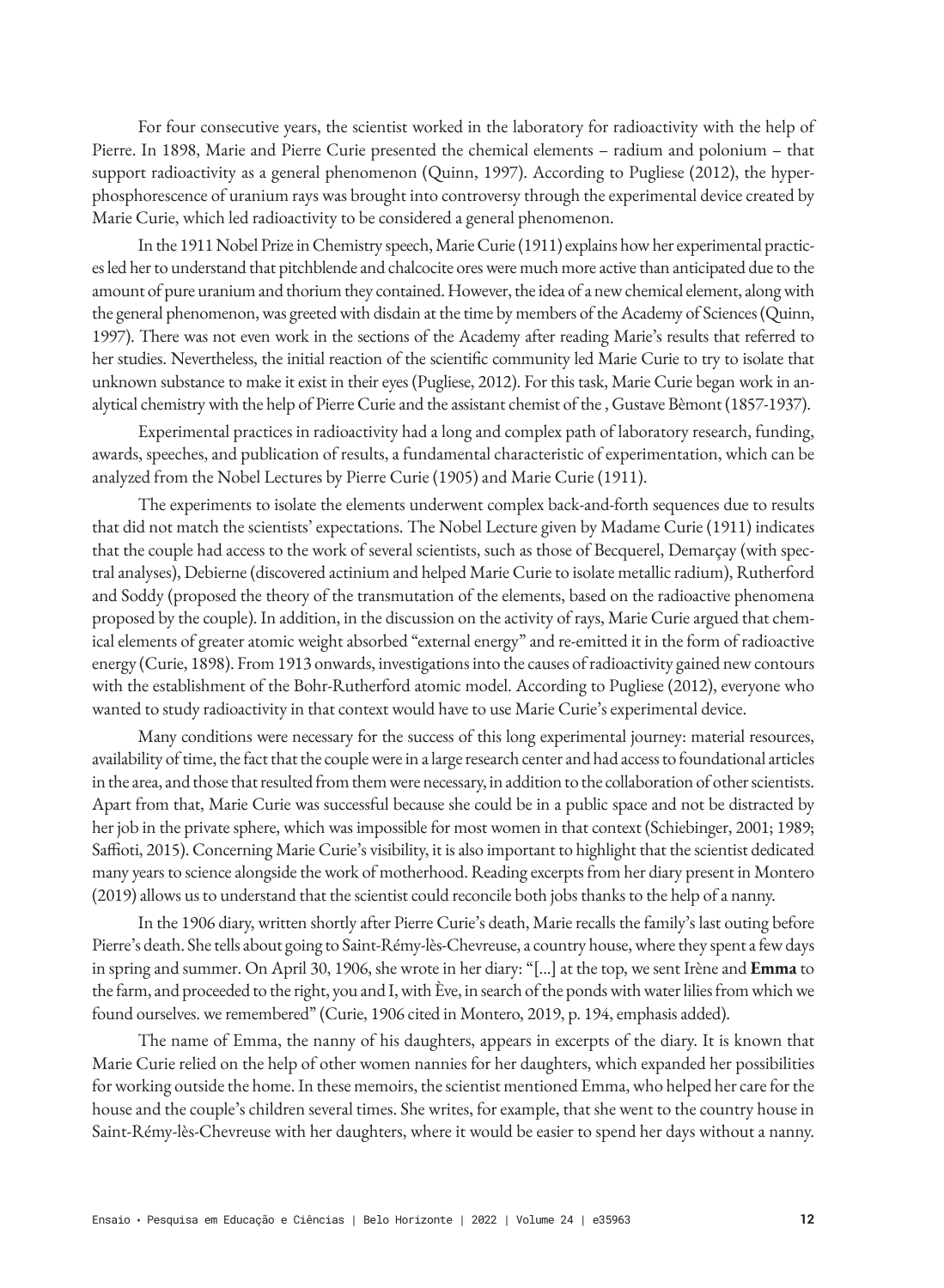For four consecutive years, the scientist worked in the laboratory for radioactivity with the help of Pierre. In 1898, Marie and Pierre Curie presented the chemical elements – radium and polonium – that support radioactivity as a general phenomenon (Quinn, 1997). According to Pugliese (2012), the hyper-phosphorescence of uranium rays was brought into controversy through the experimental device created by Marie Curie, which led radioactivity to be considered a general phenomenon.

In the 1911 Nobel Prize in Chemistry speech, Marie Curie (1911) explains how her experimental practices led her to understand that pitchblende and chalcocite ores were much more active than anticipated due to the amount of pure uranium and thorium they contained. However, the idea of a new chemical element, along with the general phenomenon, was greeted with disdain at the time by members of the Academy of Sciences (Quinn, 1997). There was not even work in the sections of the Academy after reading Marie's results that referred to her studies. Nevertheless, the initial reaction of the scientific community led Marie Curie to try to isolate that unknown substance to make it exist in their eyes (Pugliese, 2012). For this task, Marie Curie began work in analytical chemistry with the help of Pierre Curie and the assistant chemist of the , Gustave Bèmont (1857-1937).

Experimental practices in radioactivity had a long and complex path of laboratory research, funding, awards, speeches, and publication of results, a fundamental characteristic of experimentation, which can be analyzed from the Nobel Lectures by Pierre Curie (1905) and Marie Curie (1911).

The experiments to isolate the elements underwent complex back-and-forth sequences due to results that did not match the scientists' expectations. The Nobel Lecture given by Madame Curie (1911) indicates that the couple had access to the work of several scientists, such as those of Becquerel, Demarçay (with spectral analyses), Debierne (discovered actinium and helped Marie Curie to isolate metallic radium), Rutherford and Soddy (proposed the theory of the transmutation of the elements, based on the radioactive phenomena proposed by the couple). In addition, in the discussion on the activity of rays, Marie Curie argued that chemical elements of greater atomic weight absorbed "external energy" and re-emitted it in the form of radioactive energy (Curie, 1898). From 1913 onwards, investigations into the causes of radioactivity gained new contours with the establishment of the Bohr-Rutherford atomic model. According to Pugliese (2012), everyone who wanted to study radioactivity in that context would have to use Marie Curie's experimental device.

Many conditions were necessary for the success of this long experimental journey: material resources, availability of time, the fact that the couple were in a large research center and had access to foundational articles in the area, and those that resulted from them were necessary, in addition to the collaboration of other scientists. Apart from that, Marie Curie was successful because she could be in a public space and not be distracted by her job in the private sphere, which was impossible for most women in that context (Schiebinger, 2001; 1989; Saffioti, 2015). Concerning Marie Curie's visibility, it is also important to highlight that the scientist dedicated many years to science alongside the work of motherhood. Reading excerpts from her diary present in Montero (2019) allows us to understand that the scientist could reconcile both jobs thanks to the help of a nanny.

In the 1906 diary, written shortly after Pierre Curie's death, Marie recalls the family's last outing before Pierre's death. She tells about going to Saint-Rémy-lès-Chevreuse, a country house, where they spent a few days in spring and summer. On April 30, 1906, she wrote in her diary: "[...] at the top, we sent Irène and **Emma** to the farm, and proceeded to the right, you and I, with Ève, in search of the ponds with water lilies from which we found ourselves. we remembered" (Curie, 1906 cited in Montero, 2019, p. 194, emphasis added).

The name of Emma, the nanny of his daughters, appears in excerpts of the diary. It is known that Marie Curie relied on the help of other women nannies for her daughters, which expanded her possibilities for working outside the home. In these memoirs, the scientist mentioned Emma, who helped her care for the house and the couple's children several times. She writes, for example, that she went to the country house in Saint-Rémy-lès-Chevreuse with her daughters, where it would be easier to spend her days without a nanny.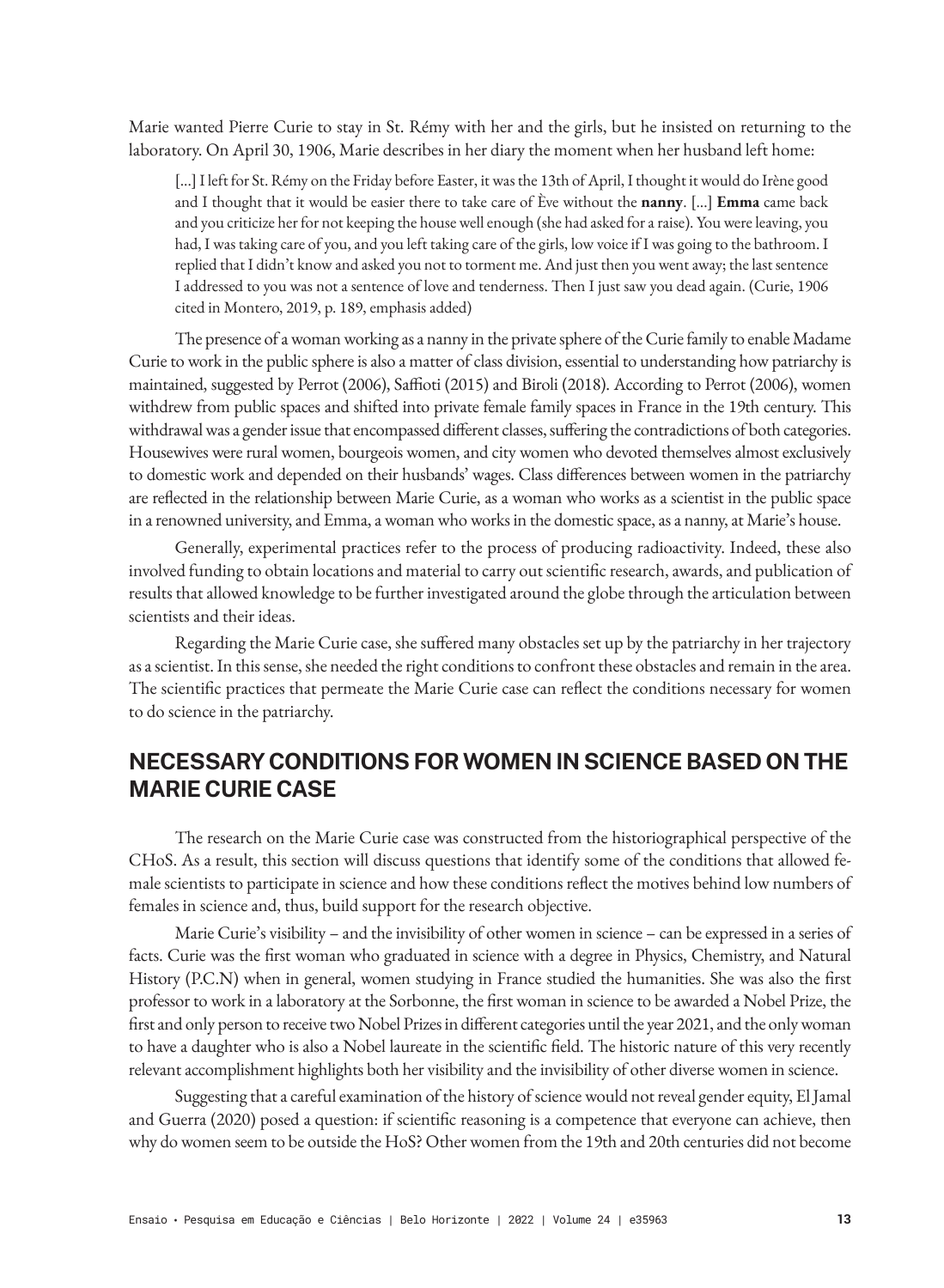Marie wanted Pierre Curie to stay in St. Rémy with her and the girls, but he insisted on returning to the laboratory. On April 30, 1906, Marie describes in her diary the moment when her husband left home:

> [...] I left for St. Rémy on the Friday before Easter, it was the 13th of April, I thought it would do Irène good and I thought that it would be easier there to take care of Ève without the **nanny**. [...] **Emma** came back and you criticize her for not keeping the house well enough (she had asked for a raise). You were leaving, you had, I was taking care of you, and you left taking care of the girls, low voice if I was going to the bathroom. I replied that I didn't know and asked you not to torment me. And just then you went away; the last sentence I addressed to you was not a sentence of love and tenderness. Then I just saw you dead again. (Curie, 1906 cited in Montero, 2019, p. 189, emphasis added)

The presence of a woman working as a nanny in the private sphere of the Curie family to enable Madame Curie to work in the public sphere is also a matter of class division, essential to understanding how patriarchy is maintained, suggested by Perrot (2006), Saffioti (2015) and Biroli (2018). According to Perrot (2006), women withdrew from public spaces and shifted into private female family spaces in France in the 19th century. This withdrawal was a gender issue that encompassed different classes, suffering the contradictions of both categories. Housewives were rural women, bourgeois women, and city women who devoted themselves almost exclusively to domestic work and depended on their husbands' wages. Class differences between women in the patriarchy are reflected in the relationship between Marie Curie, as a woman who works as a scientist in the public space in a renowned university, and Emma, a woman who works in the domestic space, as a nanny, at Marie's house.

Generally, experimental practices refer to the process of producing radioactivity. Indeed, these also involved funding to obtain locations and material to carry out scientific research, awards, and publication of results that allowed knowledge to be further investigated around the globe through the articulation between scientists and their ideas.

Regarding the Marie Curie case, she suffered many obstacles set up by the patriarchy in her trajectory as a scientist. In this sense, she needed the right conditions to confront these obstacles and remain in the area. The scientific practices that permeate the Marie Curie case can reflect the conditions necessary for women to do science in the patriarchy.

## NECESSARY CONDITIONS FOR WOMEN IN SCIENCE BASED ON THE MARIE CURIE CASE

The research on the Marie Curie case was constructed from the historiographical perspective of the CHoS. As a result, this section will discuss questions that identify some of the conditions that allowed female scientists to participate in science and how these conditions reflect the motives behind low numbers of females in science and, thus, build support for the research objective.

Marie Curie's visibility – and the invisibility of other women in science – can be expressed in a series of facts. Curie was the first woman who graduated in science with a degree in Physics, Chemistry, and Natural History (P.C.N) when in general, women studying in France studied the humanities. She was also the first professor to work in a laboratory at the Sorbonne, the first woman in science to be awarded a Nobel Prize, the first and only person to receive two Nobel Prizes in different categories until the year 2021, and the only woman to have a daughter who is also a Nobel laureate in the scientific field. The historic nature of this very recently relevant accomplishment highlights both her visibility and the invisibility of other diverse women in science.

Suggesting that a careful examination of the history of science would not reveal gender equity, El Jamal and Guerra (2020) posed a question: if scientific reasoning is a competence that everyone can achieve, then why do women seem to be outside the HoS? Other women from the 19th and 20th centuries did not become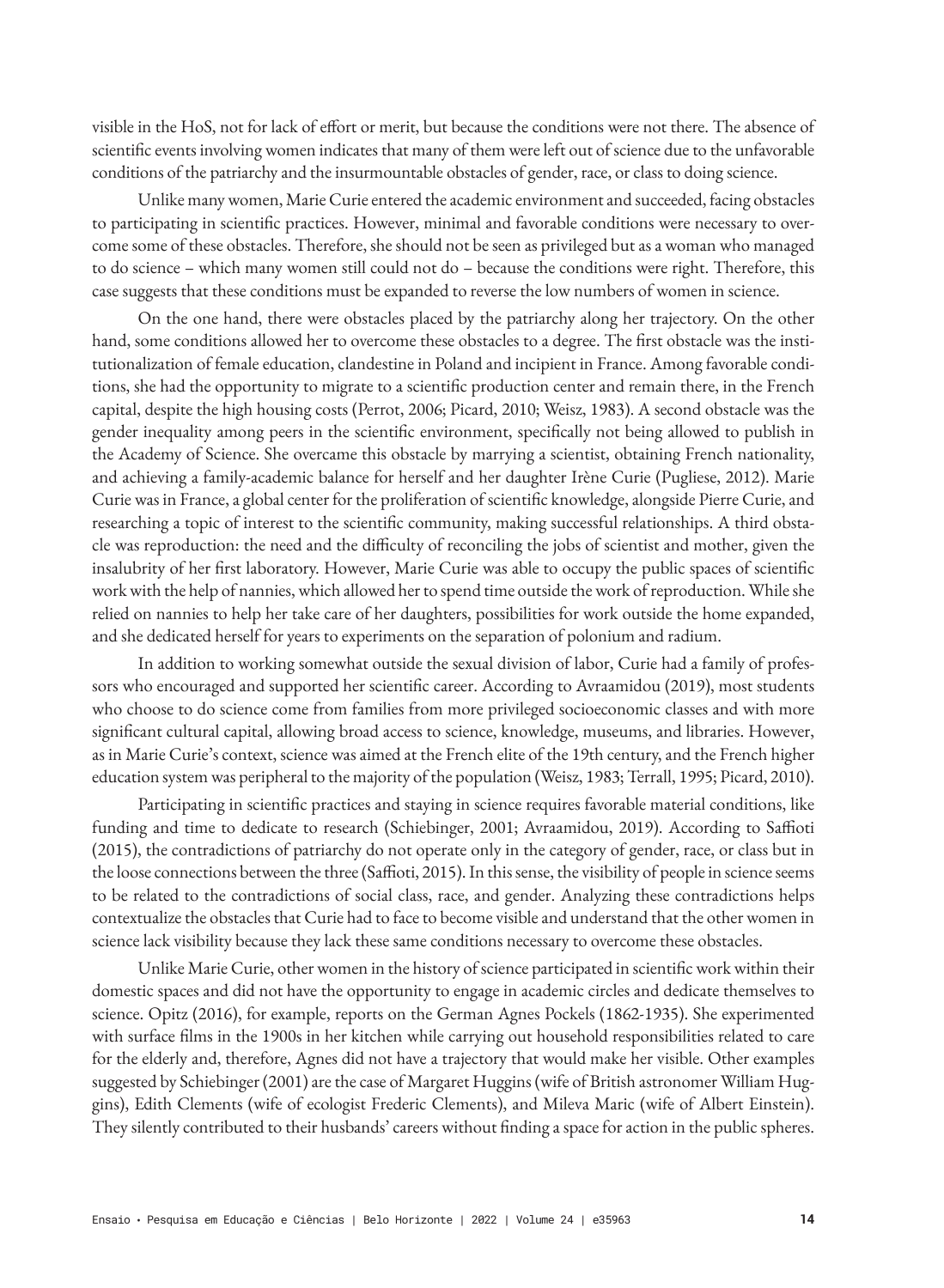visible in the HoS, not for lack of effort or merit, but because the conditions were not there. The absence of scientific events involving women indicates that many of them were left out of science due to the unfavorable conditions of the patriarchy and the insurmountable obstacles of gender, race, or class to doing science.

Unlike many women, Marie Curie entered the academic environment and succeeded, facing obstacles to participating in scientific practices. However, minimal and favorable conditions were necessary to overcome some of these obstacles. Therefore, she should not be seen as privileged but as a woman who managed to do science – which many women still could not do – because the conditions were right. Therefore, this case suggests that these conditions must be expanded to reverse the low numbers of women in science.

On the one hand, there were obstacles placed by the patriarchy along her trajectory. On the other hand, some conditions allowed her to overcome these obstacles to a degree. The first obstacle was the institutionalization of female education, clandestine in Poland and incipient in France. Among favorable conditions, she had the opportunity to migrate to a scientific production center and remain there, in the French capital, despite the high housing costs (Perrot, 2006; Picard, 2010; Weisz, 1983). A second obstacle was the gender inequality among peers in the scientific environment, specifically not being allowed to publish in the Academy of Science. She overcame this obstacle by marrying a scientist, obtaining French nationality, and achieving a family-academic balance for herself and her daughter Irène Curie (Pugliese, 2012). Marie Curie was in France, a global center for the proliferation of scientific knowledge, alongside Pierre Curie, and researching a topic of interest to the scientific community, making successful relationships. A third obstacle was reproduction: the need and the difficulty of reconciling the jobs of scientist and mother, given the insalubrity of her first laboratory. However, Marie Curie was able to occupy the public spaces of scientific work with the help of nannies, which allowed her to spend time outside the work of reproduction. While she relied on nannies to help her take care of her daughters, possibilities for work outside the home expanded, and she dedicated herself for years to experiments on the separation of polonium and radium.

In addition to working somewhat outside the sexual division of labor, Curie had a family of professors who encouraged and supported her scientific career. According to Avraamidou (2019), most students who choose to do science come from families from more privileged socioeconomic classes and with more significant cultural capital, allowing broad access to science, knowledge, museums, and libraries. However, as in Marie Curie's context, science was aimed at the French elite of the 19th century, and the French higher education system was peripheral to the majority of the population (Weisz, 1983; Terrall, 1995; Picard, 2010).

Participating in scientific practices and staying in science requires favorable material conditions, like funding and time to dedicate to research (Schiebinger, 2001; Avraamidou, 2019). According to Saffioti (2015), the contradictions of patriarchy do not operate only in the category of gender, race, or class but in the loose connections between the three (Saffioti, 2015). In this sense, the visibility of people in science seems to be related to the contradictions of social class, race, and gender. Analyzing these contradictions helps contextualize the obstacles that Curie had to face to become visible and understand that the other women in science lack visibility because they lack these same conditions necessary to overcome these obstacles.

Unlike Marie Curie, other women in the history of science participated in scientific work within their domestic spaces and did not have the opportunity to engage in academic circles and dedicate themselves to science. Opitz (2016), for example, reports on the German Agnes Pockels (1862-1935). She experimented with surface films in the 1900s in her kitchen while carrying out household responsibilities related to care for the elderly and, therefore, Agnes did not have a trajectory that would make her visible. Other examples suggested by Schiebinger (2001) are the case of Margaret Huggins (wife of British astronomer William Huggins), Edith Clements (wife of ecologist Frederic Clements), and Mileva Maric (wife of Albert Einstein). They silently contributed to their husbands' careers without finding a space for action in the public spheres.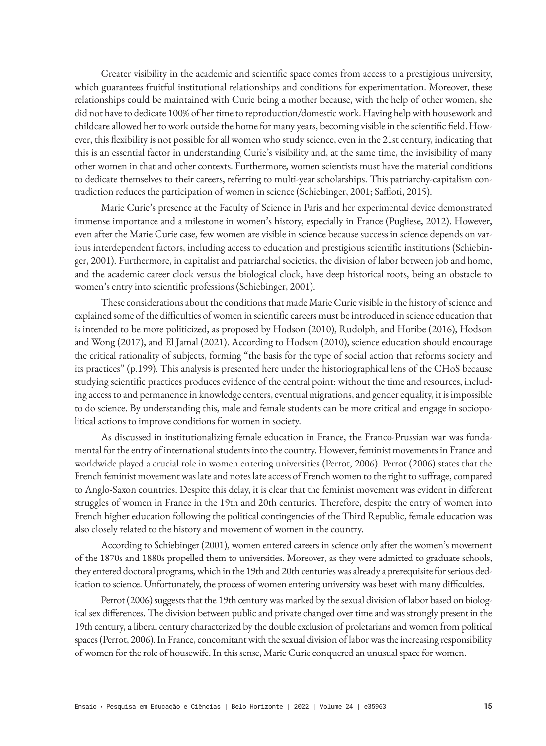Greater visibility in the academic and scientific space comes from access to a prestigious university, which guarantees fruitful institutional relationships and conditions for experimentation. Moreover, these relationships could be maintained with Curie being a mother because, with the help of other women, she did not have to dedicate 100% of her time to reproduction/domestic work. Having help with housework and childcare allowed her to work outside the home for many years, becoming visible in the scientific field. However, this flexibility is not possible for all women who study science, even in the 21st century, indicating that this is an essential factor in understanding Curie's visibility and, at the same time, the invisibility of many other women in that and other contexts. Furthermore, women scientists must have the material conditions to dedicate themselves to their careers, referring to multi-year scholarships. This patriarchy-capitalism contradiction reduces the participation of women in science (Schiebinger, 2001; Saffioti, 2015).

Marie Curie's presence at the Faculty of Science in Paris and her experimental device demonstrated immense importance and a milestone in women's history, especially in France (Pugliese, 2012). However, even after the Marie Curie case, few women are visible in science because success in science depends on various interdependent factors, including access to education and prestigious scientific institutions (Schiebinger, 2001). Furthermore, in capitalist and patriarchal societies, the division of labor between job and home, and the academic career clock versus the biological clock, have deep historical roots, being an obstacle to women's entry into scientific professions (Schiebinger, 2001).

These considerations about the conditions that made Marie Curie visible in the history of science and explained some of the difficulties of women in scientific careers must be introduced in science education that is intended to be more politicized, as proposed by Hodson (2010), Rudolph, and Horibe (2016), Hodson and Wong (2017), and El Jamal (2021). According to Hodson (2010), science education should encourage the critical rationality of subjects, forming "the basis for the type of social action that reforms society and its practices" (p.199). This analysis is presented here under the historiographical lens of the CHoS because studying scientific practices produces evidence of the central point: without the time and resources, including access to and permanence in knowledge centers, eventual migrations, and gender equality, it is impossible to do science. By understanding this, male and female students can be more critical and engage in sociopolitical actions to improve conditions for women in society.

As discussed in institutionalizing female education in France, the Franco-Prussian war was fundamental for the entry of international students into the country. However, feminist movements in France and worldwide played a crucial role in women entering universities (Perrot, 2006). Perrot (2006) states that the French feminist movement was late and notes late access of French women to the right to suffrage, compared to Anglo-Saxon countries. Despite this delay, it is clear that the feminist movement was evident in different struggles of women in France in the 19th and 20th centuries. Therefore, despite the entry of women into French higher education following the political contingencies of the Third Republic, female education was also closely related to the history and movement of women in the country.

According to Schiebinger (2001), women entered careers in science only after the women's movement of the 1870s and 1880s propelled them to universities. Moreover, as they were admitted to graduate schools, they entered doctoral programs, which in the 19th and 20th centuries was already a prerequisite for serious dedication to science. Unfortunately, the process of women entering university was beset with many difficulties.

Perrot (2006) suggests that the 19th century was marked by the sexual division of labor based on biological sex differences. The division between public and private changed over time and was strongly present in the 19th century, a liberal century characterized by the double exclusion of proletarians and women from political spaces (Perrot, 2006). In France, concomitant with the sexual division of labor was the increasing responsibility of women for the role of housewife. In this sense, Marie Curie conquered an unusual space for women.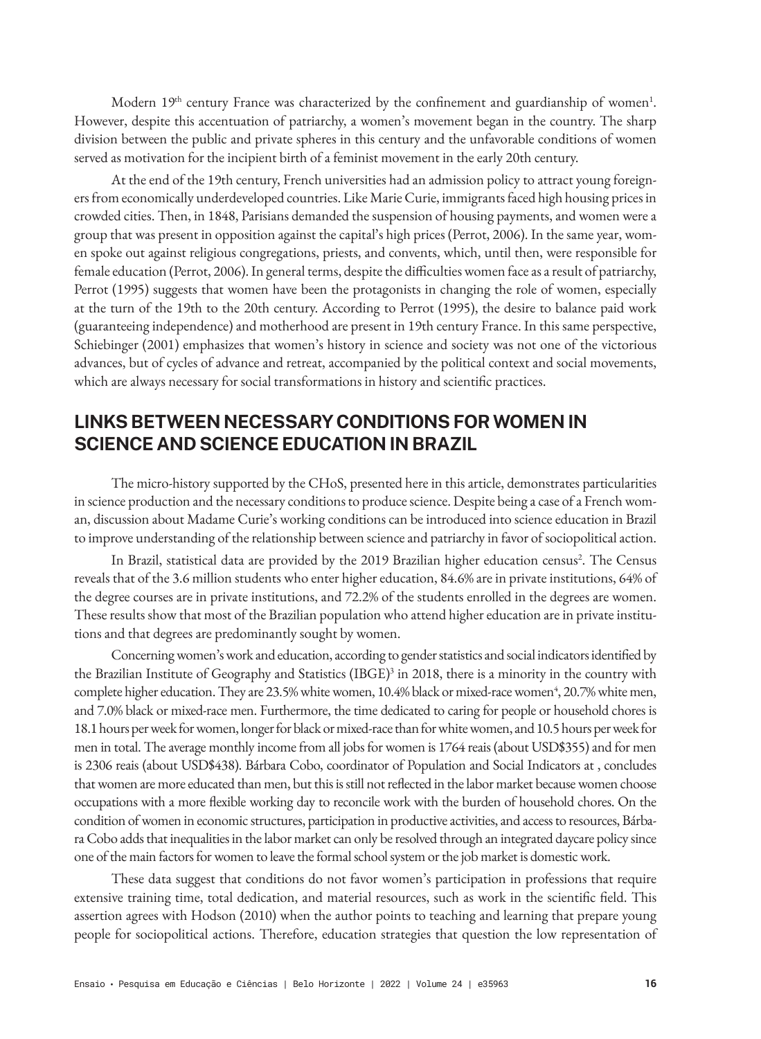Modern 19th century France was characterized by the confinement and guardianship of women[1]. However, despite this accentuation of patriarchy, a women's movement began in the country. The sharp division between the public and private spheres in this century and the unfavorable conditions of women served as motivation for the incipient birth of a feminist movement in the early 20th century.

At the end of the 19th century, French universities had an admission policy to attract young foreigners from economically underdeveloped countries. Like Marie Curie, immigrants faced high housing prices in crowded cities. Then, in 1848, Parisians demanded the suspension of housing payments, and women were a group that was present in opposition against the capital's high prices (Perrot, 2006). In the same year, women spoke out against religious congregations, priests, and convents, which, until then, were responsible for female education (Perrot, 2006). In general terms, despite the difficulties women face as a result of patriarchy, Perrot (1995) suggests that women have been the protagonists in changing the role of women, especially at the turn of the 19th to the 20th century. According to Perrot (1995), the desire to balance paid work (guaranteeing independence) and motherhood are present in 19th century France. In this same perspective, Schiebinger (2001) emphasizes that women's history in science and society was not one of the victorious advances, but of cycles of advance and retreat, accompanied by the political context and social movements, which are always necessary for social transformations in history and scientific practices.

## LINKS BETWEEN NECESSARY CONDITIONS FOR WOMEN IN SCIENCE AND SCIENCE EDUCATION IN BRAZIL

The micro-history supported by the CHoS, presented here in this article, demonstrates particularities in science production and the necessary conditions to produce science. Despite being a case of a French woman, discussion about Madame Curie's working conditions can be introduced into science education in Brazil to improve understanding of the relationship between science and patriarchy in favor of sociopolitical action.

In Brazil, statistical data are provided by the 2019 Brazilian higher education census[2]. The Census reveals that of the 3.6 million students who enter higher education, 84.6% are in private institutions, 64% of the degree courses are in private institutions, and 72.2% of the students enrolled in the degrees are women. These results show that most of the Brazilian population who attend higher education are in private institutions and that degrees are predominantly sought by women.

Concerning women's work and education, according to gender statistics and social indicators identified by the Brazilian Institute of Geography and Statistics (IBGE)[3] in 2018, there is a minority in the country with complete higher education. They are 23.5% white women, 10.4% black or mixed-race women[4], 20.7% white men, and 7.0% black or mixed-race men. Furthermore, the time dedicated to caring for people or household chores is 18.1 hours per week for women, longer for black or mixed-race than for white women, and 10.5 hours per week for men in total. The average monthly income from all jobs for women is 1764 reais (about USD$355) and for men is 2306 reais (about USD$438). Bárbara Cobo, coordinator of Population and Social Indicators at , concludes that women are more educated than men, but this is still not reflected in the labor market because women choose occupations with a more flexible working day to reconcile work with the burden of household chores. On the condition of women in economic structures, participation in productive activities, and access to resources, Bárbara Cobo adds that inequalities in the labor market can only be resolved through an integrated daycare policy since one of the main factors for women to leave the formal school system or the job market is domestic work.

These data suggest that conditions do not favor women's participation in professions that require extensive training time, total dedication, and material resources, such as work in the scientific field. This assertion agrees with Hodson (2010) when the author points to teaching and learning that prepare young people for sociopolitical actions. Therefore, education strategies that question the low representation of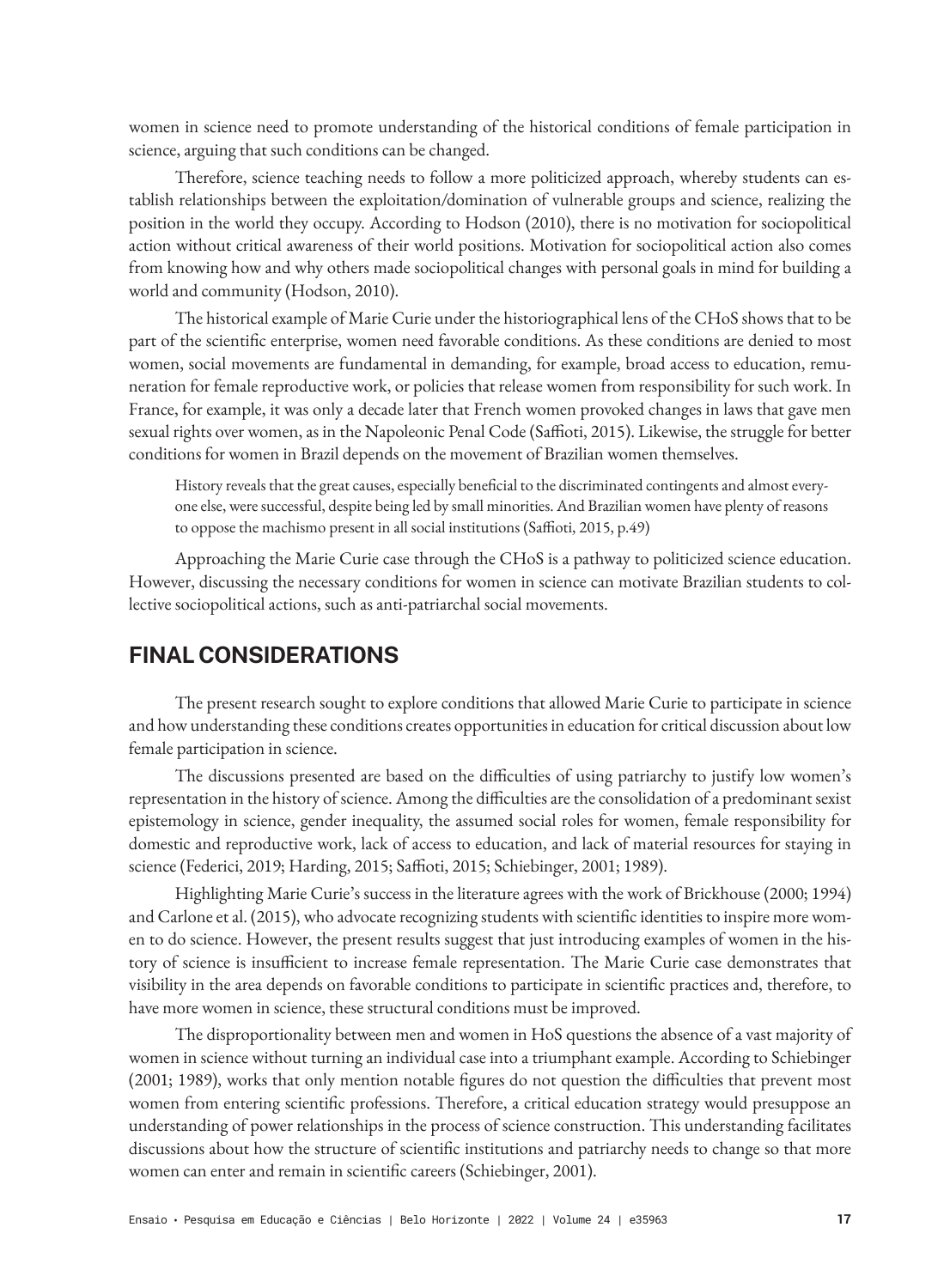women in science need to promote understanding of the historical conditions of female participation in science, arguing that such conditions can be changed.

Therefore, science teaching needs to follow a more politicized approach, whereby students can establish relationships between the exploitation/domination of vulnerable groups and science, realizing the position in the world they occupy. According to Hodson (2010), there is no motivation for sociopolitical action without critical awareness of their world positions. Motivation for sociopolitical action also comes from knowing how and why others made sociopolitical changes with personal goals in mind for building a world and community (Hodson, 2010).

The historical example of Marie Curie under the historiographical lens of the CHoS shows that to be part of the scientific enterprise, women need favorable conditions. As these conditions are denied to most women, social movements are fundamental in demanding, for example, broad access to education, remuneration for female reproductive work, or policies that release women from responsibility for such work. In France, for example, it was only a decade later that French women provoked changes in laws that gave men sexual rights over women, as in the Napoleonic Penal Code (Saffioti, 2015). Likewise, the struggle for better conditions for women in Brazil depends on the movement of Brazilian women themselves.

> History reveals that the great causes, especially beneficial to the discriminated contingents and almost everyone else, were successful, despite being led by small minorities. And Brazilian women have plenty of reasons to oppose the machismo present in all social institutions (Saffioti, 2015, p.49)

Approaching the Marie Curie case through the CHoS is a pathway to politicized science education. However, discussing the necessary conditions for women in science can motivate Brazilian students to collective sociopolitical actions, such as anti-patriarchal social movements.

## FINAL CONSIDERATIONS

The present research sought to explore conditions that allowed Marie Curie to participate in science and how understanding these conditions creates opportunities in education for critical discussion about low female participation in science.

The discussions presented are based on the difficulties of using patriarchy to justify low women's representation in the history of science. Among the difficulties are the consolidation of a predominant sexist epistemology in science, gender inequality, the assumed social roles for women, female responsibility for domestic and reproductive work, lack of access to education, and lack of material resources for staying in science (Federici, 2019; Harding, 2015; Saffioti, 2015; Schiebinger, 2001; 1989).

Highlighting Marie Curie's success in the literature agrees with the work of Brickhouse (2000; 1994) and Carlone et al. (2015), who advocate recognizing students with scientific identities to inspire more women to do science. However, the present results suggest that just introducing examples of women in the history of science is insufficient to increase female representation. The Marie Curie case demonstrates that visibility in the area depends on favorable conditions to participate in scientific practices and, therefore, to have more women in science, these structural conditions must be improved.

The disproportionality between men and women in HoS questions the absence of a vast majority of women in science without turning an individual case into a triumphant example. According to Schiebinger (2001; 1989), works that only mention notable figures do not question the difficulties that prevent most women from entering scientific professions. Therefore, a critical education strategy would presuppose an understanding of power relationships in the process of science construction. This understanding facilitates discussions about how the structure of scientific institutions and patriarchy needs to change so that more women can enter and remain in scientific careers (Schiebinger, 2001).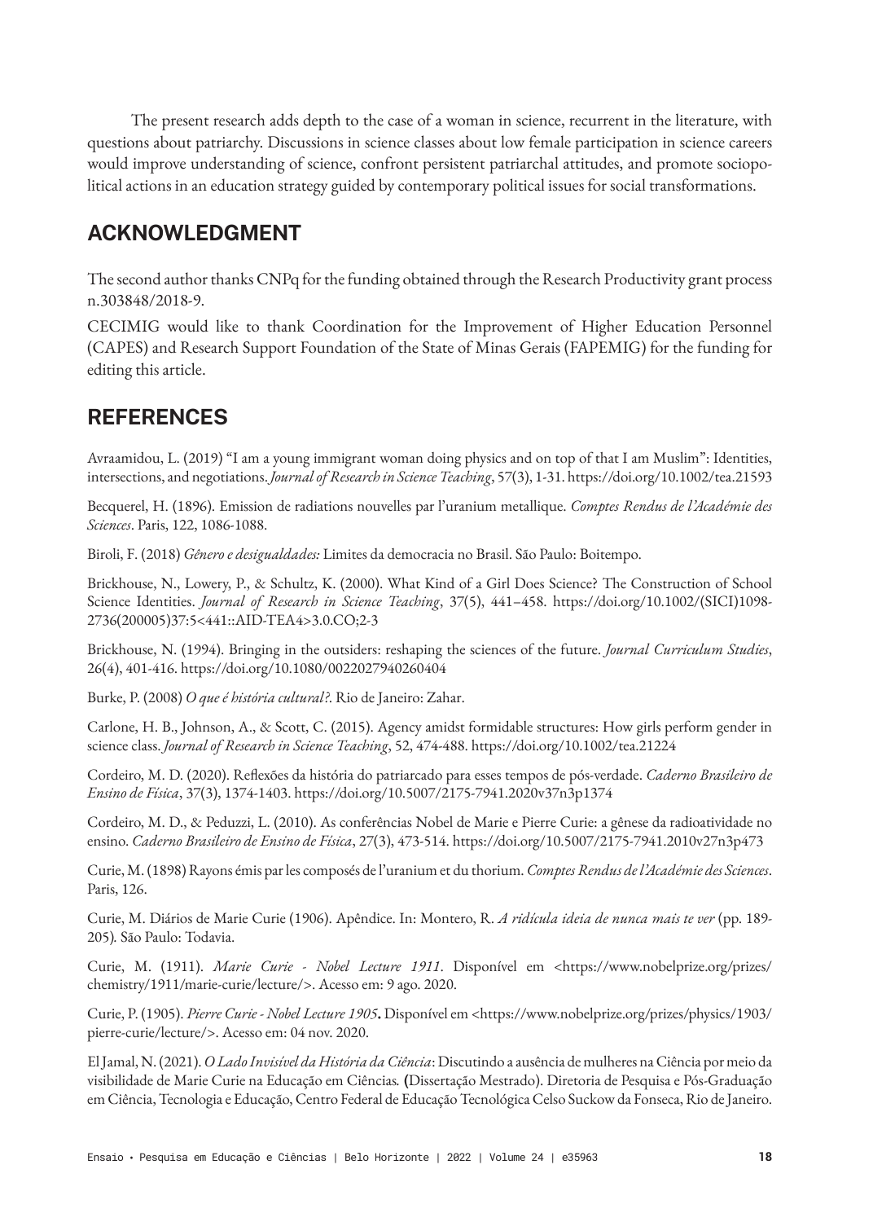The present research adds depth to the case of a woman in science, recurrent in the literature, with questions about patriarchy. Discussions in science classes about low female participation in science careers would improve understanding of science, confront persistent patriarchal attitudes, and promote sociopolitical actions in an education strategy guided by contemporary political issues for social transformations.

## ACKNOWLEDGMENT

The second author thanks CNPq for the funding obtained through the Research Productivity grant process n.303848/2018-9.

CECIMIG would like to thank Coordination for the Improvement of Higher Education Personnel (CAPES) and Research Support Foundation of the State of Minas Gerais (FAPEMIG) for the funding for editing this article.

## REFERENCES

Avraamidou, L. (2019) "I am a young immigrant woman doing physics and on top of that I am Muslim": Identities, intersections, and negotiations. *Journal of Research in Science Teaching*, 57(3), 1-31. https://doi.org/10.1002/tea.21593

Becquerel, H. (1896). Emission de radiations nouvelles par l'uranium metallique. *Comptes Rendus de l'Académie des Sciences*. Paris, 122, 1086-1088.

Biroli, F. (2018) *Gênero e desigualdades:* Limites da democracia no Brasil. São Paulo: Boitempo.

Brickhouse, N., Lowery, P., & Schultz, K. (2000). What Kind of a Girl Does Science? The Construction of School Science Identities. *Journal of Research in Science Teaching*, 37(5), 441–458. https://doi.org/10.1002/(SICI)1098-2736(200005)37:5<441::AID-TEA4>3.0.CO;2-3

Brickhouse, N. (1994). Bringing in the outsiders: reshaping the sciences of the future. *Journal Curriculum Studies*, 26(4), 401-416. https://doi.org/10.1080/0022027940260404

Burke, P. (2008) *O que é história cultural?*. Rio de Janeiro: Zahar.

Carlone, H. B., Johnson, A., & Scott, C. (2015). Agency amidst formidable structures: How girls perform gender in science class. *Journal of Research in Science Teaching*, 52, 474-488. https://doi.org/10.1002/tea.21224

Cordeiro, M. D. (2020). Reflexões da história do patriarcado para esses tempos de pós-verdade. *Caderno Brasileiro de Ensino de Física*, 37(3), 1374-1403. https://doi.org/10.5007/2175-7941.2020v37n3p1374

Cordeiro, M. D., & Peduzzi, L. (2010). As conferências Nobel de Marie e Pierre Curie: a gênese da radioatividade no ensino. *Caderno Brasileiro de Ensino de Física*, 27(3), 473-514. https://doi.org/10.5007/2175-7941.2010v27n3p473

Curie, M. (1898) Rayons émis par les composés de l'uranium et du thorium. *Comptes Rendus de l'Académie des Sciences*. Paris, 126.

Curie, M. Diários de Marie Curie (1906). Apêndice. In: Montero, R. *A ridícula ideia de nunca mais te ver* (pp. 189-205)*.* São Paulo: Todavia.

Curie, M. (1911). *Marie Curie - Nobel Lecture 1911*. Disponível em <https://www.nobelprize.org/prizes/chemistry/1911/marie-curie/lecture/>. Acesso em: 9 ago. 2020.

Curie, P. (1905). *Pierre Curie - Nobel Lecture 1905***.** Disponível em <https://www.nobelprize.org/prizes/physics/1903/pierre-curie/lecture/>. Acesso em: 04 nov. 2020.

El Jamal, N. (2021). *O Lado Invisível da História da Ciência*: Discutindo a ausência de mulheres na Ciência por meio da visibilidade de Marie Curie na Educação em Ciências*.* **(**Dissertação Mestrado). Diretoria de Pesquisa e Pós-Graduação em Ciência, Tecnologia e Educação, Centro Federal de Educação Tecnológica Celso Suckow da Fonseca, Rio de Janeiro.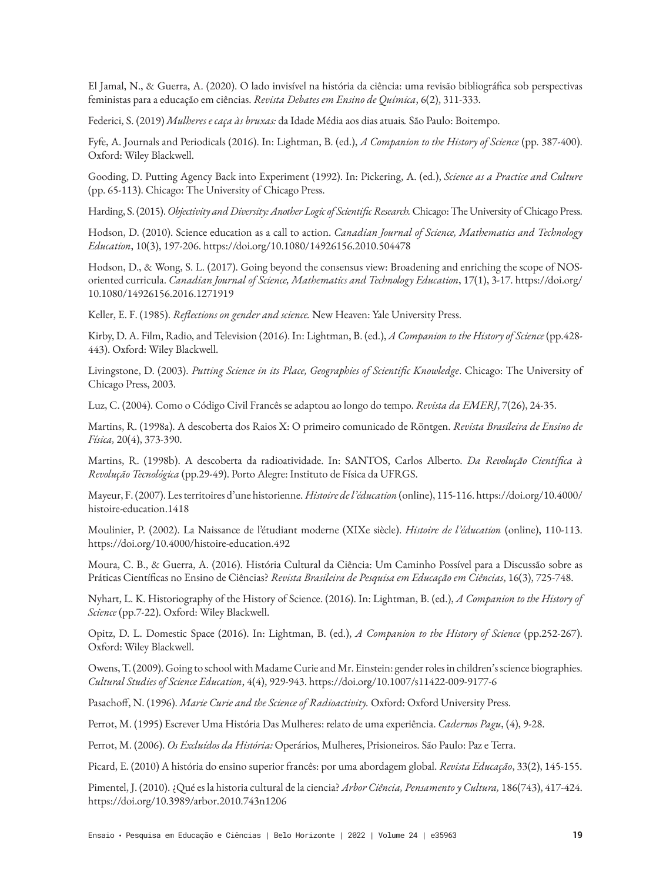El Jamal, N., & Guerra, A. (2020). O lado invisível na história da ciência: uma revisão bibliográfica sob perspectivas feministas para a educação em ciências. *Revista Debates em Ensino de Química*, 6(2), 311-333.

Federici, S. (2019) *Mulheres e caça às bruxas:* da Idade Média aos dias atuais. São Paulo: Boitempo.

Fyfe, A. Journals and Periodicals (2016). In: Lightman, B. (ed.), *A Companion to the History of Science* (pp. 387-400). Oxford: Wiley Blackwell.

Gooding, D. Putting Agency Back into Experiment (1992). In: Pickering, A. (ed.), *Science as a Practice and Culture* (pp. 65-113). Chicago: The University of Chicago Press.

Harding, S. (2015). *Objectivity and Diversity: Another Logic of Scientific Research.* Chicago: The University of Chicago Press.

Hodson, D. (2010). Science education as a call to action. *Canadian Journal of Science, Mathematics and Technology Education*, 10(3), 197-206. https://doi.org/10.1080/14926156.2010.504478

Hodson, D., & Wong, S. L. (2017). Going beyond the consensus view: Broadening and enriching the scope of NOS-oriented curricula. *Canadian Journal of Science, Mathematics and Technology Education*, 17(1), 3-17. https://doi.org/10.1080/14926156.2016.1271919

Keller, E. F. (1985). *Reflections on gender and science.* New Heaven: Yale University Press.

Kirby, D. A. Film, Radio, and Television (2016). In: Lightman, B. (ed.), *A Companion to the History of Science* (pp.428-443). Oxford: Wiley Blackwell.

Livingstone, D. (2003). *Putting Science in its Place, Geographies of Scientific Knowledge*. Chicago: The University of Chicago Press, 2003.

Luz, C. (2004). Como o Código Civil Francês se adaptou ao longo do tempo. *Revista da EMERJ*, 7(26), 24-35.

Martins, R. (1998a). A descoberta dos Raios X: O primeiro comunicado de Röntgen. *Revista Brasileira de Ensino de Física,* 20(4), 373-390.

Martins, R. (1998b). A descoberta da radioatividade. In: SANTOS, Carlos Alberto. *Da Revolução Científica à Revolução Tecnológica* (pp.29-49). Porto Alegre: Instituto de Física da UFRGS.

Mayeur, F. (2007). Les territoires d'une historienne. *Histoire de l'éducation* (online), 115-116. https://doi.org/10.4000/histoire-education.1418

Moulinier, P. (2002). La Naissance de l'étudiant moderne (XIXe siècle). *Histoire de l'éducation* (online), 110-113. https://doi.org/10.4000/histoire-education.492

Moura, C. B., & Guerra, A. (2016). História Cultural da Ciência: Um Caminho Possível para a Discussão sobre as Práticas Científicas no Ensino de Ciências? *Revista Brasileira de Pesquisa em Educação em Ciências*, 16(3), 725-748.

Nyhart, L. K. Historiography of the History of Science. (2016). In: Lightman, B. (ed.), *A Companion to the History of Science* (pp.7-22). Oxford: Wiley Blackwell.

Opitz, D. L. Domestic Space (2016). In: Lightman, B. (ed.), *A Companion to the History of Science* (pp.252-267). Oxford: Wiley Blackwell.

Owens, T. (2009). Going to school with Madame Curie and Mr. Einstein: gender roles in children's science biographies. *Cultural Studies of Science Education*, 4(4), 929-943. https://doi.org/10.1007/s11422-009-9177-6

Pasachoff, N. (1996). *Marie Curie and the Science of Radioactivity.* Oxford: Oxford University Press.

Perrot, M. (1995) Escrever Uma História Das Mulheres: relato de uma experiência. *Cadernos Pagu*, (4), 9-28.

Perrot, M. (2006). *Os Excluídos da História:* Operários, Mulheres, Prisioneiros. São Paulo: Paz e Terra.

Picard, E. (2010) A história do ensino superior francês: por uma abordagem global. *Revista Educação*, 33(2), 145-155.

Pimentel, J. (2010). ¿Qué es la historia cultural de la ciencia? *Arbor Ciência, Pensamento y Cultura,* 186(743), 417-424. https://doi.org/10.3989/arbor.2010.743n1206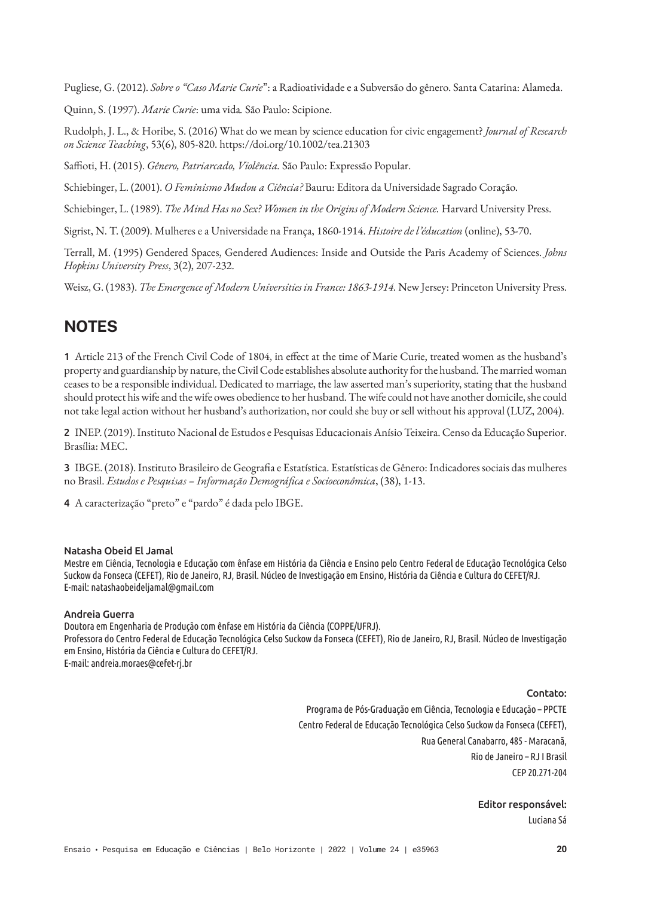Pugliese, G. (2012). *Sobre o "Caso Marie Curie"*: a Radioatividade e a Subversão do gênero. Santa Catarina: Alameda.

Quinn, S. (1997). *Marie Curie*: uma vida*.* São Paulo: Scipione.

Rudolph, J. L., & Horibe, S. (2016) What do we mean by science education for civic engagement? *Journal of Research on Science Teaching*, 53(6), 805-820. https://doi.org/10.1002/tea.21303

Saffioti, H. (2015). *Gênero, Patriarcado, Violência*. São Paulo: Expressão Popular.

Schiebinger, L. (2001). *O Feminismo Mudou a Ciência?* Bauru: Editora da Universidade Sagrado Coração.

Schiebinger, L. (1989). *The Mind Has no Sex? Women in the Origins of Modern Science.* Harvard University Press.

Sigrist, N. T. (2009). Mulheres e a Universidade na França, 1860-1914. *Histoire de l'éducation* (online), 53-70.

Terrall, M. (1995) Gendered Spaces, Gendered Audiences: Inside and Outside the Paris Academy of Sciences. *Johns Hopkins University Press*, 3(2), 207-232.

Weisz, G. (1983). *The Emergence of Modern Universities in France: 1863-1914.* New Jersey: Princeton University Press.

## NOTES

**1** Article 213 of the French Civil Code of 1804, in effect at the time of Marie Curie, treated women as the husband's property and guardianship by nature, the Civil Code establishes absolute authority for the husband. The married woman ceases to be a responsible individual. Dedicated to marriage, the law asserted man's superiority, stating that the husband should protect his wife and the wife owes obedience to her husband. The wife could not have another domicile, she could not take legal action without her husband's authorization, nor could she buy or sell without his approval (LUZ, 2004).

**2** INEP. (2019). Instituto Nacional de Estudos e Pesquisas Educacionais Anísio Teixeira. Censo da Educação Superior. Brasília: MEC.

**3** IBGE. (2018). Instituto Brasileiro de Geografia e Estatística. Estatísticas de Gênero: Indicadores sociais das mulheres no Brasil. *Estudos e Pesquisas – Informação Demográfica e Socioeconômica*, (38), 1-13.

**4** A caracterização "preto" e "pardo" é dada pelo IBGE.

**Natasha Obeid El Jamal**
Mestre em Ciência, Tecnologia e Educação com ênfase em História da Ciência e Ensino pelo Centro Federal de Educação Tecnológica Celso Suckow da Fonseca (CEFET), Rio de Janeiro, RJ, Brasil. Núcleo de Investigação em Ensino, História da Ciência e Cultura do CEFET/RJ.
E-mail: natashaobeideljamal@gmail.com

**Andreia Guerra**
Doutora em Engenharia de Produção com ênfase em História da Ciência (COPPE/UFRJ).
Professora do Centro Federal de Educação Tecnológica Celso Suckow da Fonseca (CEFET), Rio de Janeiro, RJ, Brasil. Núcleo de Investigação em Ensino, História da Ciência e Cultura do CEFET/RJ.
E-mail: andreia.moraes@cefet-rj.br

**Contato:**
Programa de Pós-Graduação em Ciência, Tecnologia e Educação – PPCTE
Centro Federal de Educação Tecnológica Celso Suckow da Fonseca (CEFET),
Rua General Canabarro, 485 - Maracanã,
Rio de Janeiro – RJ I Brasil
CEP 20.271-204

**Editor responsável:**
Luciana Sá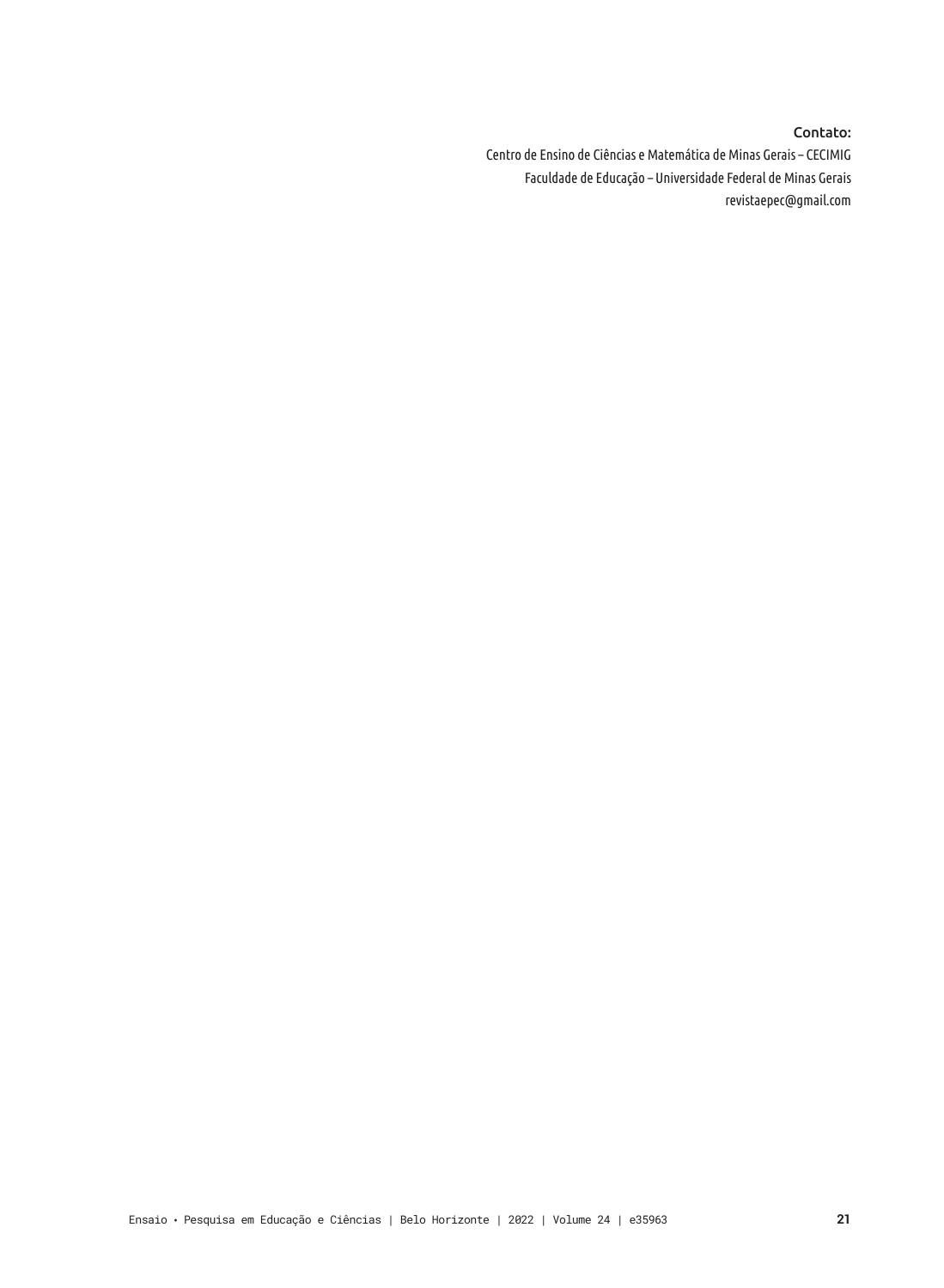**Contato:**

Centro de Ensino de Ciências e Matemática de Minas Gerais – CECIMIG
Faculdade de Educação – Universidade Federal de Minas Gerais
revistaepec@gmail.com